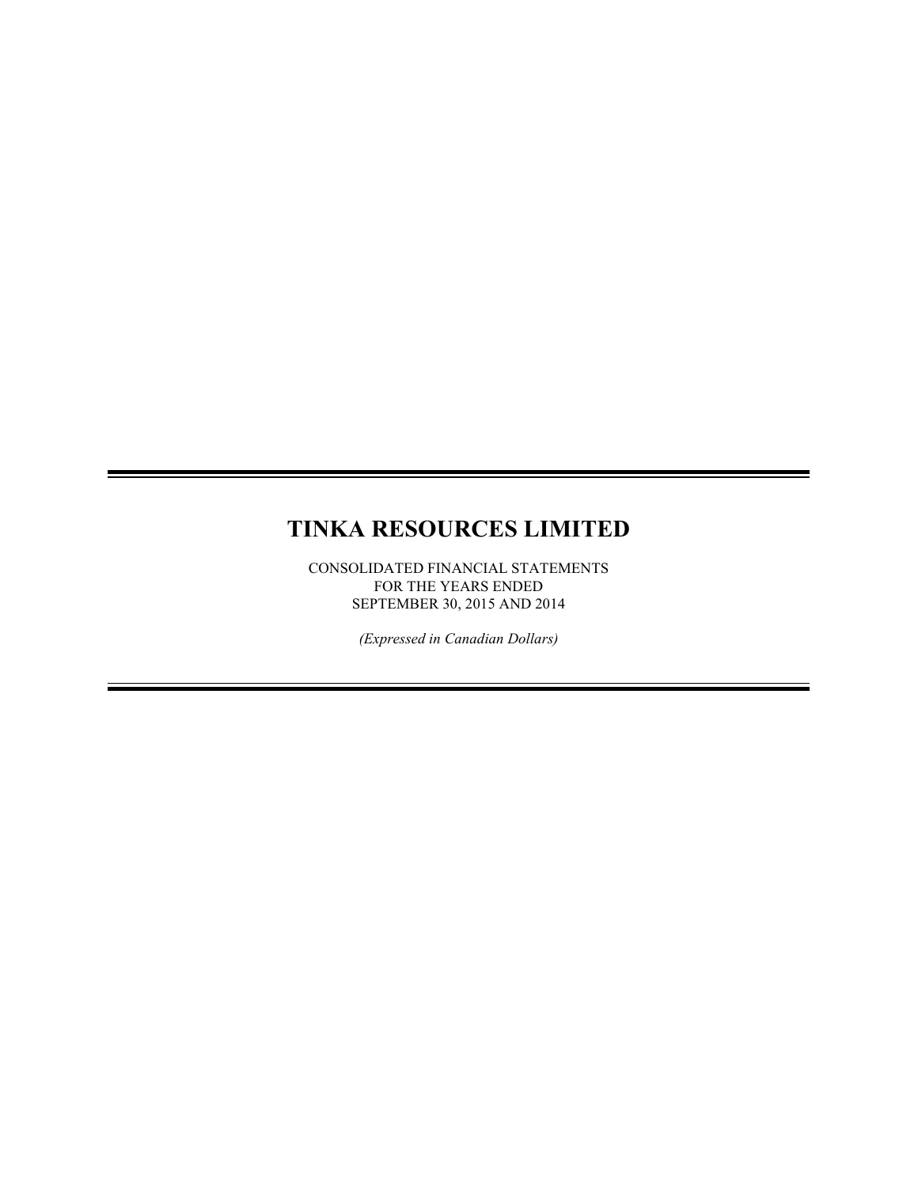# TINKA RESOURCES LIMITED

CONSOLIDATED FINANCIAL STATEMENTS
FOR THE YEARS ENDED
SEPTEMBER 30, 2015 AND 2014

*(Expressed in Canadian Dollars)*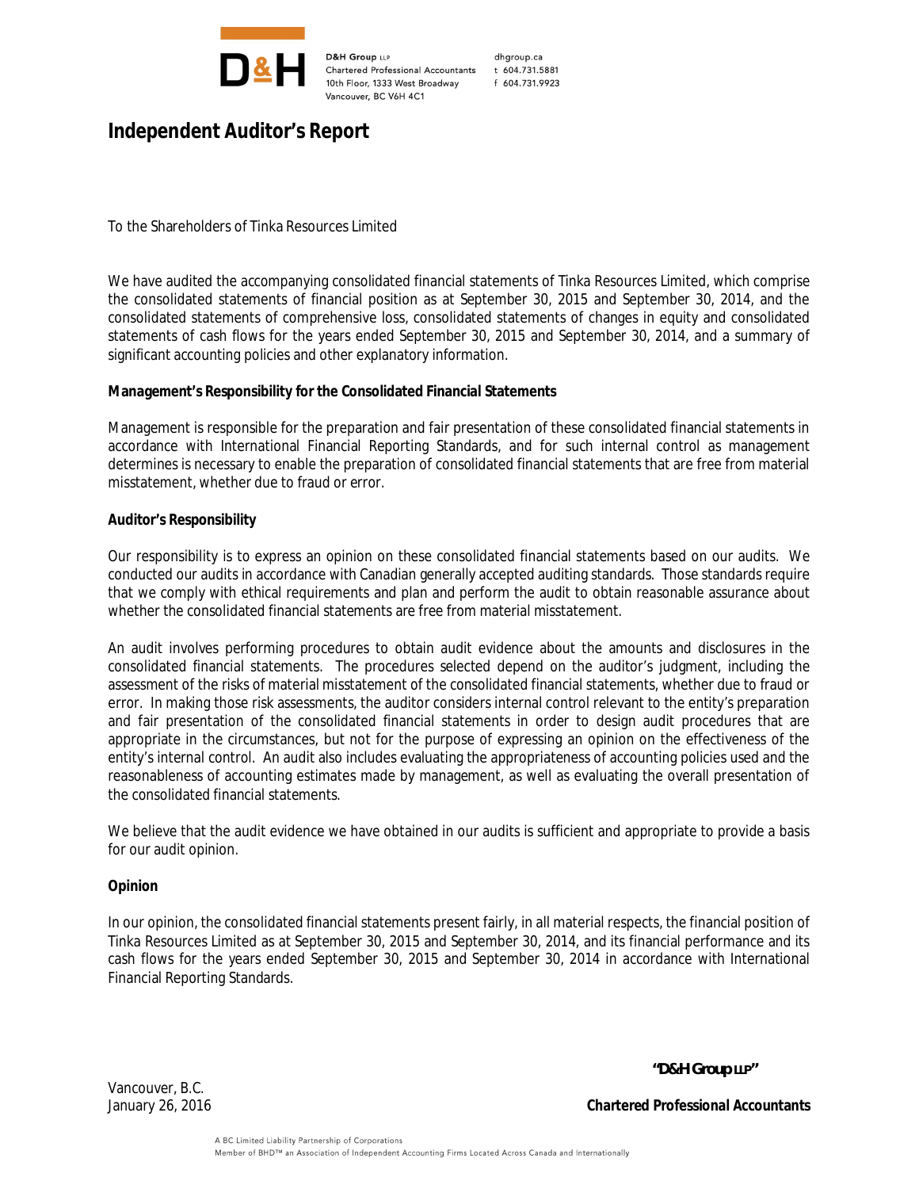D&H Group LLP
Chartered Professional Accountants
10th Floor, 1333 West Broadway
Vancouver, BC V6H 4C1

dhgroup.ca
t 604.731.5881
f 604.731.9923

# Independent Auditor's Report

To the Shareholders of Tinka Resources Limited

We have audited the accompanying consolidated financial statements of Tinka Resources Limited, which comprise the consolidated statements of financial position as at September 30, 2015 and September 30, 2014, and the consolidated statements of comprehensive loss, consolidated statements of changes in equity and consolidated statements of cash flows for the years ended September 30, 2015 and September 30, 2014, and a summary of significant accounting policies and other explanatory information.

**Management's Responsibility for the Consolidated Financial Statements**

Management is responsible for the preparation and fair presentation of these consolidated financial statements in accordance with International Financial Reporting Standards, and for such internal control as management determines is necessary to enable the preparation of consolidated financial statements that are free from material misstatement, whether due to fraud or error.

**Auditor's Responsibility**

Our responsibility is to express an opinion on these consolidated financial statements based on our audits. We conducted our audits in accordance with Canadian generally accepted auditing standards. Those standards require that we comply with ethical requirements and plan and perform the audit to obtain reasonable assurance about whether the consolidated financial statements are free from material misstatement.

An audit involves performing procedures to obtain audit evidence about the amounts and disclosures in the consolidated financial statements. The procedures selected depend on the auditor's judgment, including the assessment of the risks of material misstatement of the consolidated financial statements, whether due to fraud or error. In making those risk assessments, the auditor considers internal control relevant to the entity's preparation and fair presentation of the consolidated financial statements in order to design audit procedures that are appropriate in the circumstances, but not for the purpose of expressing an opinion on the effectiveness of the entity's internal control. An audit also includes evaluating the appropriateness of accounting policies used and the reasonableness of accounting estimates made by management, as well as evaluating the overall presentation of the consolidated financial statements.

We believe that the audit evidence we have obtained in our audits is sufficient and appropriate to provide a basis for our audit opinion.

**Opinion**

In our opinion, the consolidated financial statements present fairly, in all material respects, the financial position of Tinka Resources Limited as at September 30, 2015 and September 30, 2014, and its financial performance and its cash flows for the years ended September 30, 2015 and September 30, 2014 in accordance with International Financial Reporting Standards.

**"D&H Group LLP"**

Vancouver, B.C.
January 26, 2016

**Chartered Professional Accountants**

A BC Limited Liability Partnership of Corporations
Member of BHD™ an Association of Independent Accounting Firms Located Across Canada and Internationally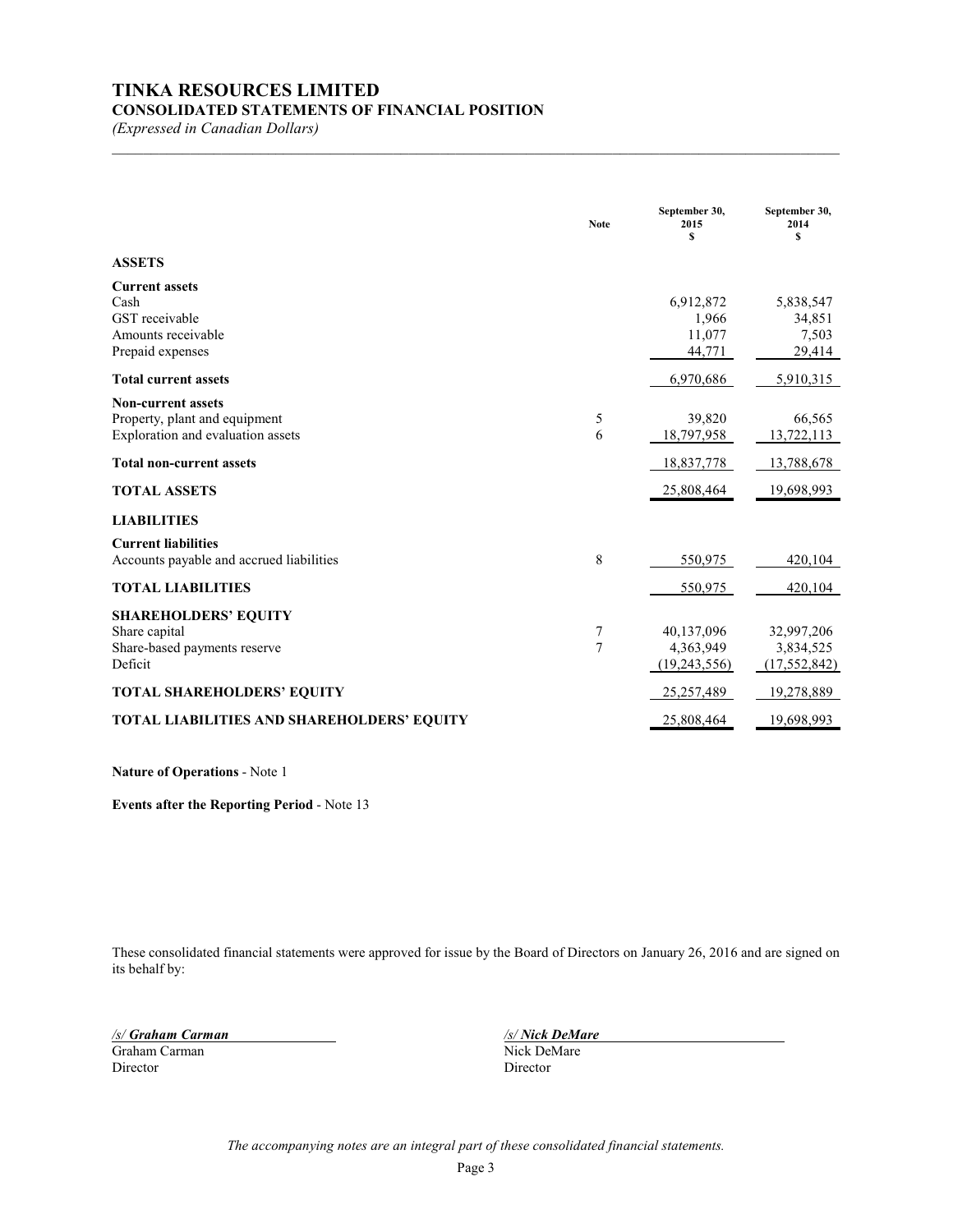# TINKA RESOURCES LIMITED

## CONSOLIDATED STATEMENTS OF FINANCIAL POSITION

*(Expressed in Canadian Dollars)*

| | Note | September 30, 2015 $ | September 30, 2014 $ |
|---|---|---|---|
| **ASSETS** | | | |
| **Current assets** | | | |
| Cash | | 6,912,872 | 5,838,547 |
| GST receivable | | 1,966 | 34,851 |
| Amounts receivable | | 11,077 | 7,503 |
| Prepaid expenses | | 44,771 | 29,414 |
| **Total current assets** | | 6,970,686 | 5,910,315 |
| **Non-current assets** | | | |
| Property, plant and equipment | 5 | 39,820 | 66,565 |
| Exploration and evaluation assets | 6 | 18,797,958 | 13,722,113 |
| **Total non-current assets** | | 18,837,778 | 13,788,678 |
| **TOTAL ASSETS** | | 25,808,464 | 19,698,993 |
| **LIABILITIES** | | | |
| **Current liabilities** | | | |
| Accounts payable and accrued liabilities | 8 | 550,975 | 420,104 |
| **TOTAL LIABILITIES** | | 550,975 | 420,104 |
| **SHAREHOLDERS' EQUITY** | | | |
| Share capital | 7 | 40,137,096 | 32,997,206 |
| Share-based payments reserve | 7 | 4,363,949 | 3,834,525 |
| Deficit | | (19,243,556) | (17,552,842) |
| **TOTAL SHAREHOLDERS' EQUITY** | | 25,257,489 | 19,278,889 |
| **TOTAL LIABILITIES AND SHAREHOLDERS' EQUITY** | | 25,808,464 | 19,698,993 |

**Nature of Operations** - Note 1

**Events after the Reporting Period** - Note 13

These consolidated financial statements were approved for issue by the Board of Directors on January 26, 2016 and are signed on its behalf by:

*/s/ **Graham Carman***
Graham Carman
Director

*/s/ **Nick DeMare***
Nick DeMare
Director

*The accompanying notes are an integral part of these consolidated financial statements.*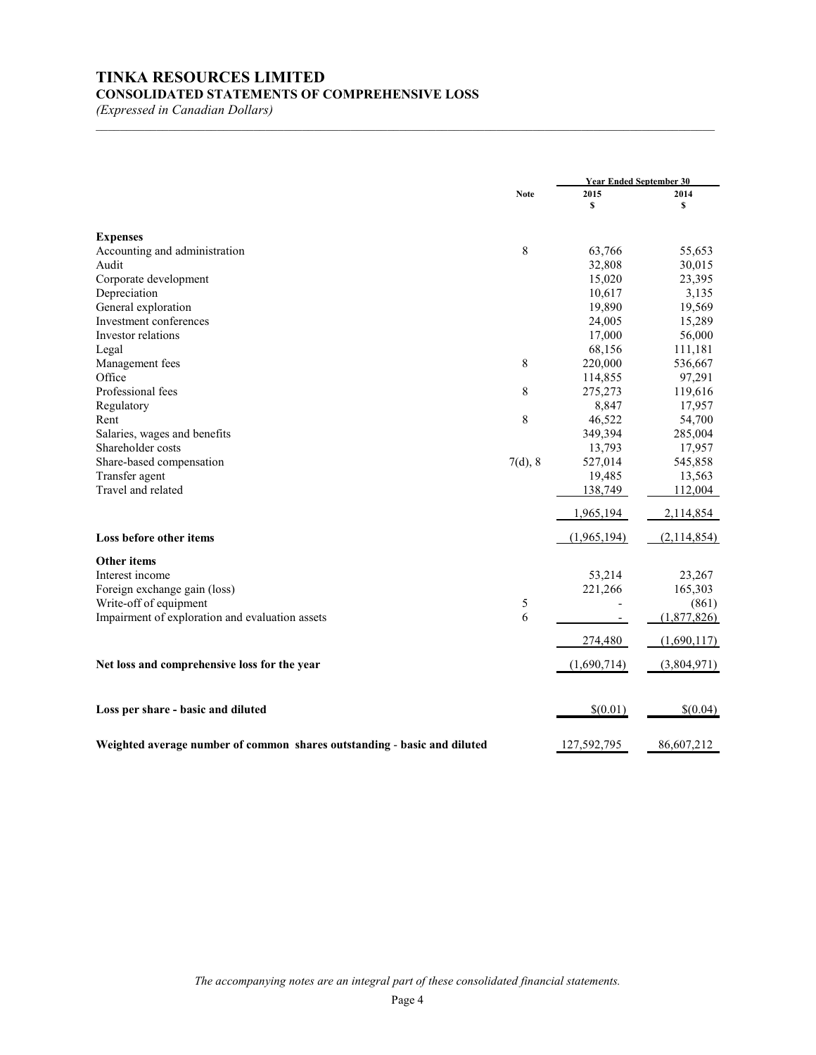# TINKA RESOURCES LIMITED

## CONSOLIDATED STATEMENTS OF COMPREHENSIVE LOSS

*(Expressed in Canadian Dollars)*

| | Note | Year Ended September 30 2015 $ | 2014 $ |
|---|---|---|---|
| **Expenses** | | | |
| Accounting and administration | 8 | 63,766 | 55,653 |
| Audit | | 32,808 | 30,015 |
| Corporate development | | 15,020 | 23,395 |
| Depreciation | | 10,617 | 3,135 |
| General exploration | | 19,890 | 19,569 |
| Investment conferences | | 24,005 | 15,289 |
| Investor relations | | 17,000 | 56,000 |
| Legal | | 68,156 | 111,181 |
| Management fees | 8 | 220,000 | 536,667 |
| Office | | 114,855 | 97,291 |
| Professional fees | 8 | 275,273 | 119,616 |
| Regulatory | | 8,847 | 17,957 |
| Rent | 8 | 46,522 | 54,700 |
| Salaries, wages and benefits | | 349,394 | 285,004 |
| Shareholder costs | | 13,793 | 17,957 |
| Share-based compensation | 7(d), 8 | 527,014 | 545,858 |
| Transfer agent | | 19,485 | 13,563 |
| Travel and related | | 138,749 | 112,004 |
| | | 1,965,194 | 2,114,854 |
| **Loss before other items** | | (1,965,194) | (2,114,854) |
| **Other items** | | | |
| Interest income | | 53,214 | 23,267 |
| Foreign exchange gain (loss) | | 221,266 | 165,303 |
| Write-off of equipment | 5 | - | (861) |
| Impairment of exploration and evaluation assets | 6 | - | (1,877,826) |
| | | 274,480 | (1,690,117) |
| **Net loss and comprehensive loss for the year** | | (1,690,714) | (3,804,971) |
| **Loss per share - basic and diluted** | | $(0.01) | $(0.04) |
| **Weighted average number of common shares outstanding - basic and diluted** | | 127,592,795 | 86,607,212 |

*The accompanying notes are an integral part of these consolidated financial statements.*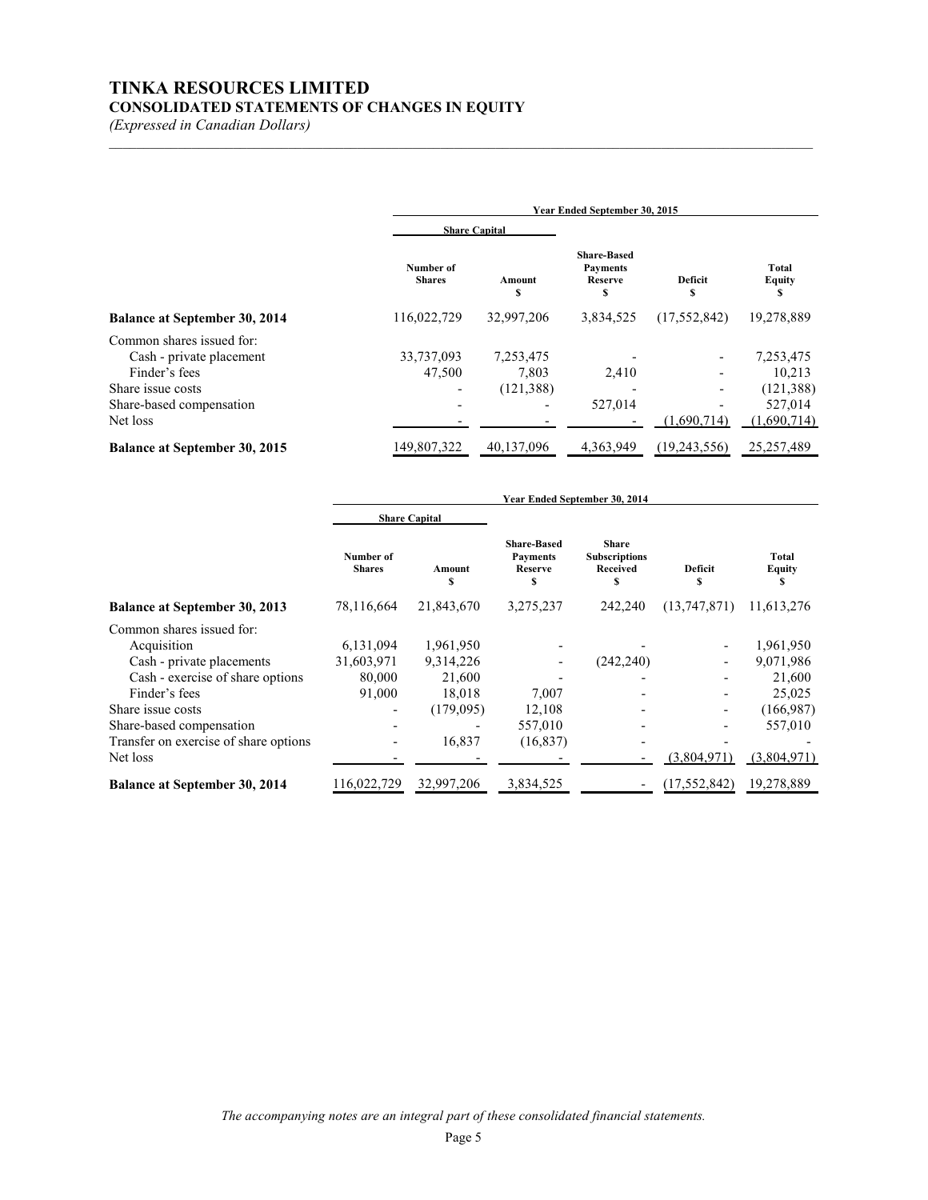# TINKA RESOURCES LIMITED

## CONSOLIDATED STATEMENTS OF CHANGES IN EQUITY

*(Expressed in Canadian Dollars)*

| | Year Ended September 30, 2015 | | | | |
|---|---|---|---|---|---|
| | Share Capital | | | | |
| | Number of Shares | Amount $ | Share-Based Payments Reserve $ | Deficit $ | Total Equity $ |
| **Balance at September 30, 2014** | 116,022,729 | 32,997,206 | 3,834,525 | (17,552,842) | 19,278,889 |
| Common shares issued for: | | | | | |
| Cash - private placement | 33,737,093 | 7,253,475 | - | - | 7,253,475 |
| Finder's fees | 47,500 | 7,803 | 2,410 | - | 10,213 |
| Share issue costs | - | (121,388) | - | - | (121,388) |
| Share-based compensation | - | - | 527,014 | - | 527,014 |
| Net loss | - | - | - | (1,690,714) | (1,690,714) |
| **Balance at September 30, 2015** | 149,807,322 | 40,137,096 | 4,363,949 | (19,243,556) | 25,257,489 |

| | Year Ended September 30, 2014 | | | | | |
|---|---|---|---|---|---|---|
| | Share Capital | | | | | |
| | Number of Shares | Amount $ | Share-Based Payments Reserve $ | Share Subscriptions Received $ | Deficit $ | Total Equity $ |
| **Balance at September 30, 2013** | 78,116,664 | 21,843,670 | 3,275,237 | 242,240 | (13,747,871) | 11,613,276 |
| Common shares issued for: | | | | | | |
| Acquisition | 6,131,094 | 1,961,950 | - | - | - | 1,961,950 |
| Cash - private placements | 31,603,971 | 9,314,226 | - | (242,240) | - | 9,071,986 |
| Cash - exercise of share options | 80,000 | 21,600 | - | - | - | 21,600 |
| Finder's fees | 91,000 | 18,018 | 7,007 | - | - | 25,025 |
| Share issue costs | - | (179,095) | 12,108 | - | - | (166,987) |
| Share-based compensation | - | - | 557,010 | - | - | 557,010 |
| Transfer on exercise of share options | - | 16,837 | (16,837) | - | - | - |
| Net loss | - | - | - | - | (3,804,971) | (3,804,971) |
| **Balance at September 30, 2014** | 116,022,729 | 32,997,206 | 3,834,525 | - | (17,552,842) | 19,278,889 |

*The accompanying notes are an integral part of these consolidated financial statements.*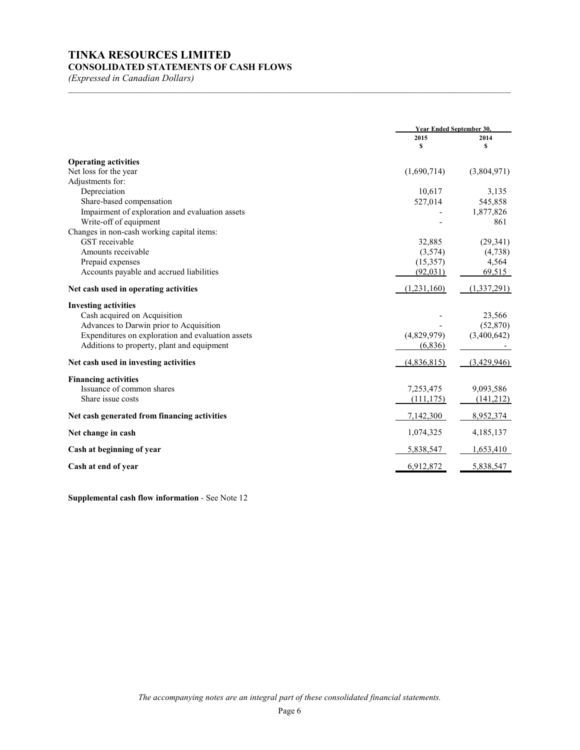# TINKA RESOURCES LIMITED

## CONSOLIDATED STATEMENTS OF CASH FLOWS

*(Expressed in Canadian Dollars)*

| | Year Ended September 30, | |
|---|---|---|
| | 2015<br>$ | 2014<br>$ |
| **Operating activities** | | |
| Net loss for the year | (1,690,714) | (3,804,971) |
| Adjustments for: | | |
| Depreciation | 10,617 | 3,135 |
| Share-based compensation | 527,014 | 545,858 |
| Impairment of exploration and evaluation assets | - | 1,877,826 |
| Write-off of equipment | - | 861 |
| Changes in non-cash working capital items: | | |
| GST receivable | 32,885 | (29,341) |
| Amounts receivable | (3,574) | (4,738) |
| Prepaid expenses | (15,357) | 4,564 |
| Accounts payable and accrued liabilities | (92,031) | 69,515 |
| **Net cash used in operating activities** | (1,231,160) | (1,337,291) |
| **Investing activities** | | |
| Cash acquired on Acquisition | - | 23,566 |
| Advances to Darwin prior to Acquisition | - | (52,870) |
| Expenditures on exploration and evaluation assets | (4,829,979) | (3,400,642) |
| Additions to property, plant and equipment | (6,836) | - |
| **Net cash used in investing activities** | (4,836,815) | (3,429,946) |
| **Financing activities** | | |
| Issuance of common shares | 7,253,475 | 9,093,586 |
| Share issue costs | (111,175) | (141,212) |
| **Net cash generated from financing activities** | 7,142,300 | 8,952,374 |
| **Net change in cash** | 1,074,325 | 4,185,137 |
| **Cash at beginning of year** | 5,838,547 | 1,653,410 |
| **Cash at end of year** | 6,912,872 | 5,838,547 |

**Supplemental cash flow information** - See Note 12

*The accompanying notes are an integral part of these consolidated financial statements.*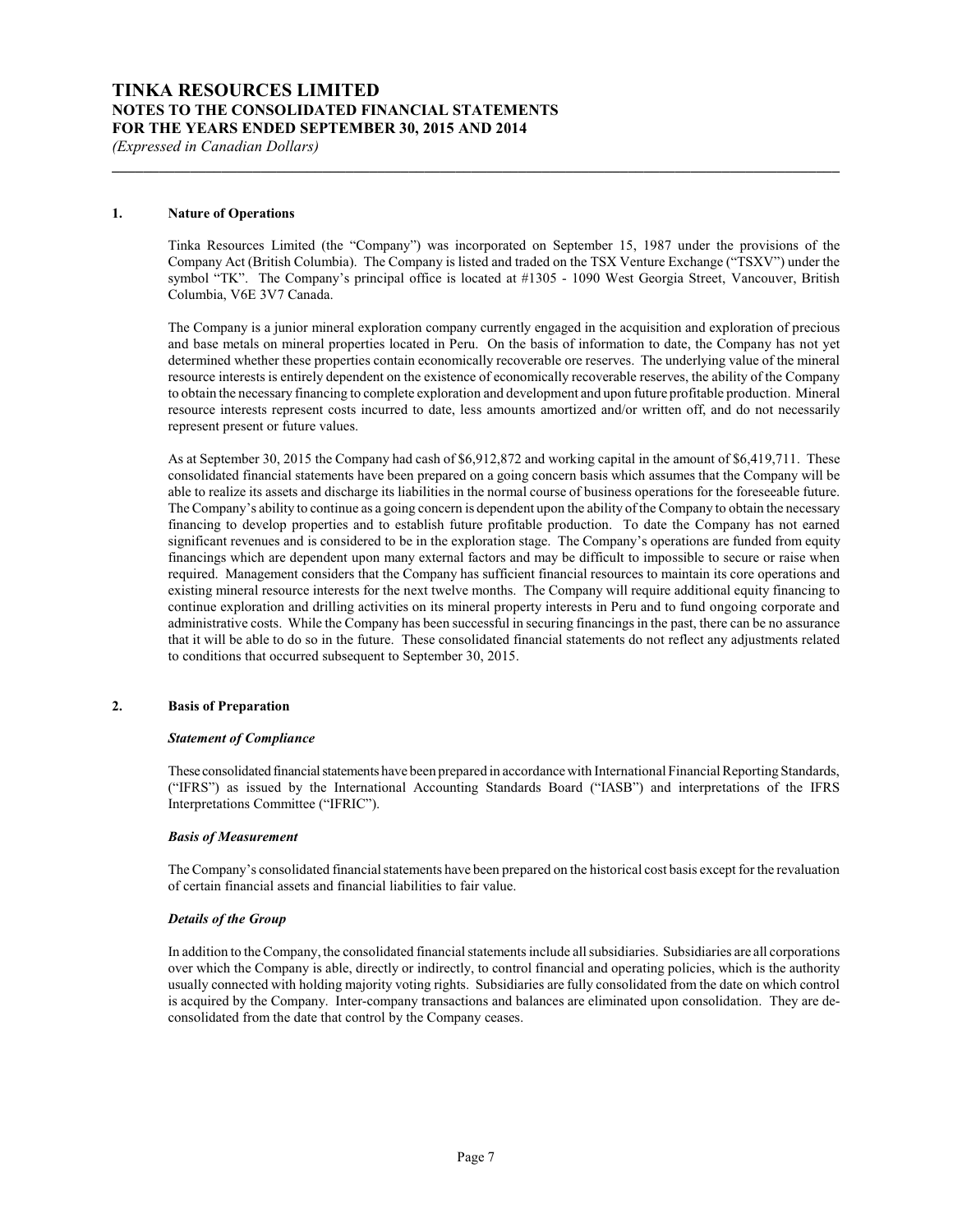## 1. Nature of Operations

Tinka Resources Limited (the "Company") was incorporated on September 15, 1987 under the provisions of the Company Act (British Columbia). The Company is listed and traded on the TSX Venture Exchange ("TSXV") under the symbol "TK". The Company's principal office is located at #1305 - 1090 West Georgia Street, Vancouver, British Columbia, V6E 3V7 Canada.

The Company is a junior mineral exploration company currently engaged in the acquisition and exploration of precious and base metals on mineral properties located in Peru. On the basis of information to date, the Company has not yet determined whether these properties contain economically recoverable ore reserves. The underlying value of the mineral resource interests is entirely dependent on the existence of economically recoverable reserves, the ability of the Company to obtain the necessary financing to complete exploration and development and upon future profitable production. Mineral resource interests represent costs incurred to date, less amounts amortized and/or written off, and do not necessarily represent present or future values.

As at September 30, 2015 the Company had cash of $6,912,872 and working capital in the amount of $6,419,711. These consolidated financial statements have been prepared on a going concern basis which assumes that the Company will be able to realize its assets and discharge its liabilities in the normal course of business operations for the foreseeable future. The Company's ability to continue as a going concern is dependent upon the ability of the Company to obtain the necessary financing to develop properties and to establish future profitable production. To date the Company has not earned significant revenues and is considered to be in the exploration stage. The Company's operations are funded from equity financings which are dependent upon many external factors and may be difficult to impossible to secure or raise when required. Management considers that the Company has sufficient financial resources to maintain its core operations and existing mineral resource interests for the next twelve months. The Company will require additional equity financing to continue exploration and drilling activities on its mineral property interests in Peru and to fund ongoing corporate and administrative costs. While the Company has been successful in securing financings in the past, there can be no assurance that it will be able to do so in the future. These consolidated financial statements do not reflect any adjustments related to conditions that occurred subsequent to September 30, 2015.

## 2. Basis of Preparation

### *Statement of Compliance*

These consolidated financial statements have been prepared in accordance with International Financial Reporting Standards, ("IFRS") as issued by the International Accounting Standards Board ("IASB") and interpretations of the IFRS Interpretations Committee ("IFRIC").

### *Basis of Measurement*

The Company's consolidated financial statements have been prepared on the historical cost basis except for the revaluation of certain financial assets and financial liabilities to fair value.

### *Details of the Group*

In addition to the Company, the consolidated financial statements include all subsidiaries. Subsidiaries are all corporations over which the Company is able, directly or indirectly, to control financial and operating policies, which is the authority usually connected with holding majority voting rights. Subsidiaries are fully consolidated from the date on which control is acquired by the Company. Inter-company transactions and balances are eliminated upon consolidation. They are de-consolidated from the date that control by the Company ceases.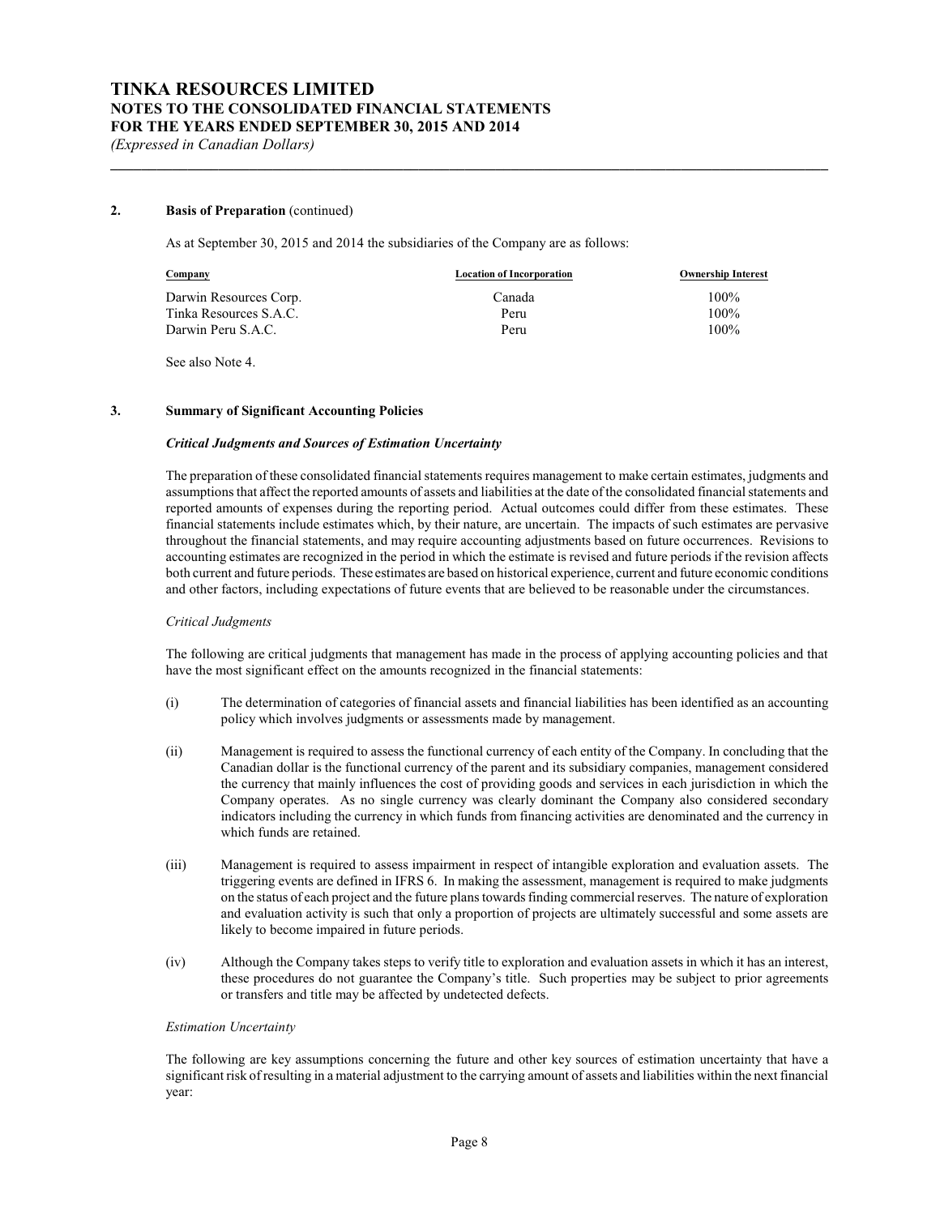## 2. Basis of Preparation (continued)

As at September 30, 2015 and 2014 the subsidiaries of the Company are as follows:

| Company | Location of Incorporation | Ownership Interest |
|---|---|---|
| Darwin Resources Corp. | Canada | 100% |
| Tinka Resources S.A.C. | Peru | 100% |
| Darwin Peru S.A.C. | Peru | 100% |

See also Note 4.

## 3. Summary of Significant Accounting Policies

### *Critical Judgments and Sources of Estimation Uncertainty*

The preparation of these consolidated financial statements requires management to make certain estimates, judgments and assumptions that affect the reported amounts of assets and liabilities at the date of the consolidated financial statements and reported amounts of expenses during the reporting period. Actual outcomes could differ from these estimates. These financial statements include estimates which, by their nature, are uncertain. The impacts of such estimates are pervasive throughout the financial statements, and may require accounting adjustments based on future occurrences. Revisions to accounting estimates are recognized in the period in which the estimate is revised and future periods if the revision affects both current and future periods. These estimates are based on historical experience, current and future economic conditions and other factors, including expectations of future events that are believed to be reasonable under the circumstances.

*Critical Judgments*

The following are critical judgments that management has made in the process of applying accounting policies and that have the most significant effect on the amounts recognized in the financial statements:

(i) The determination of categories of financial assets and financial liabilities has been identified as an accounting policy which involves judgments or assessments made by management.

(ii) Management is required to assess the functional currency of each entity of the Company. In concluding that the Canadian dollar is the functional currency of the parent and its subsidiary companies, management considered the currency that mainly influences the cost of providing goods and services in each jurisdiction in which the Company operates. As no single currency was clearly dominant the Company also considered secondary indicators including the currency in which funds from financing activities are denominated and the currency in which funds are retained.

(iii) Management is required to assess impairment in respect of intangible exploration and evaluation assets. The triggering events are defined in IFRS 6. In making the assessment, management is required to make judgments on the status of each project and the future plans towards finding commercial reserves. The nature of exploration and evaluation activity is such that only a proportion of projects are ultimately successful and some assets are likely to become impaired in future periods.

(iv) Although the Company takes steps to verify title to exploration and evaluation assets in which it has an interest, these procedures do not guarantee the Company's title. Such properties may be subject to prior agreements or transfers and title may be affected by undetected defects.

*Estimation Uncertainty*

The following are key assumptions concerning the future and other key sources of estimation uncertainty that have a significant risk of resulting in a material adjustment to the carrying amount of assets and liabilities within the next financial year: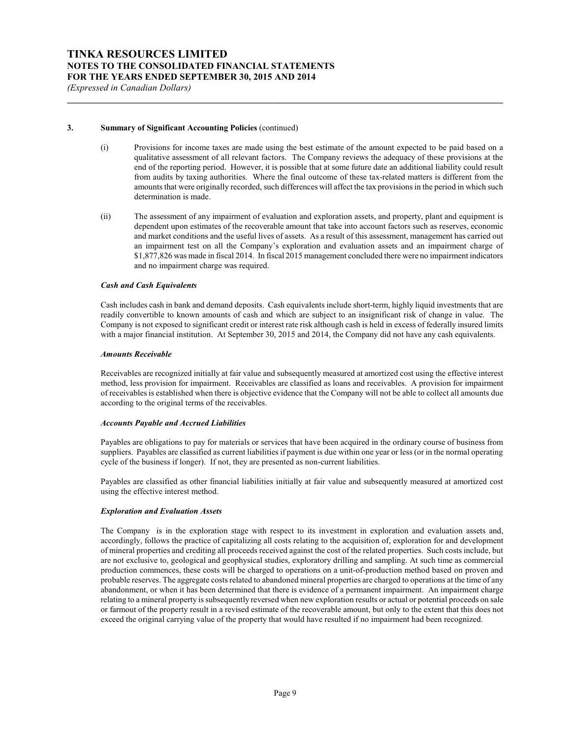### 3. Summary of Significant Accounting Policies (continued)

(i) Provisions for income taxes are made using the best estimate of the amount expected to be paid based on a qualitative assessment of all relevant factors. The Company reviews the adequacy of these provisions at the end of the reporting period. However, it is possible that at some future date an additional liability could result from audits by taxing authorities. Where the final outcome of these tax-related matters is different from the amounts that were originally recorded, such differences will affect the tax provisions in the period in which such determination is made.

(ii) The assessment of any impairment of evaluation and exploration assets, and property, plant and equipment is dependent upon estimates of the recoverable amount that take into account factors such as reserves, economic and market conditions and the useful lives of assets. As a result of this assessment, management has carried out an impairment test on all the Company's exploration and evaluation assets and an impairment charge of $1,877,826 was made in fiscal 2014. In fiscal 2015 management concluded there were no impairment indicators and no impairment charge was required.

***Cash and Cash Equivalents***

Cash includes cash in bank and demand deposits. Cash equivalents include short-term, highly liquid investments that are readily convertible to known amounts of cash and which are subject to an insignificant risk of change in value. The Company is not exposed to significant credit or interest rate risk although cash is held in excess of federally insured limits with a major financial institution. At September 30, 2015 and 2014, the Company did not have any cash equivalents.

***Amounts Receivable***

Receivables are recognized initially at fair value and subsequently measured at amortized cost using the effective interest method, less provision for impairment. Receivables are classified as loans and receivables. A provision for impairment of receivables is established when there is objective evidence that the Company will not be able to collect all amounts due according to the original terms of the receivables.

***Accounts Payable and Accrued Liabilities***

Payables are obligations to pay for materials or services that have been acquired in the ordinary course of business from suppliers. Payables are classified as current liabilities if payment is due within one year or less (or in the normal operating cycle of the business if longer). If not, they are presented as non-current liabilities.

Payables are classified as other financial liabilities initially at fair value and subsequently measured at amortized cost using the effective interest method.

***Exploration and Evaluation Assets***

The Company is in the exploration stage with respect to its investment in exploration and evaluation assets and, accordingly, follows the practice of capitalizing all costs relating to the acquisition of, exploration for and development of mineral properties and crediting all proceeds received against the cost of the related properties. Such costs include, but are not exclusive to, geological and geophysical studies, exploratory drilling and sampling. At such time as commercial production commences, these costs will be charged to operations on a unit-of-production method based on proven and probable reserves. The aggregate costs related to abandoned mineral properties are charged to operations at the time of any abandonment, or when it has been determined that there is evidence of a permanent impairment. An impairment charge relating to a mineral property is subsequently reversed when new exploration results or actual or potential proceeds on sale or farmout of the property result in a revised estimate of the recoverable amount, but only to the extent that this does not exceed the original carrying value of the property that would have resulted if no impairment had been recognized.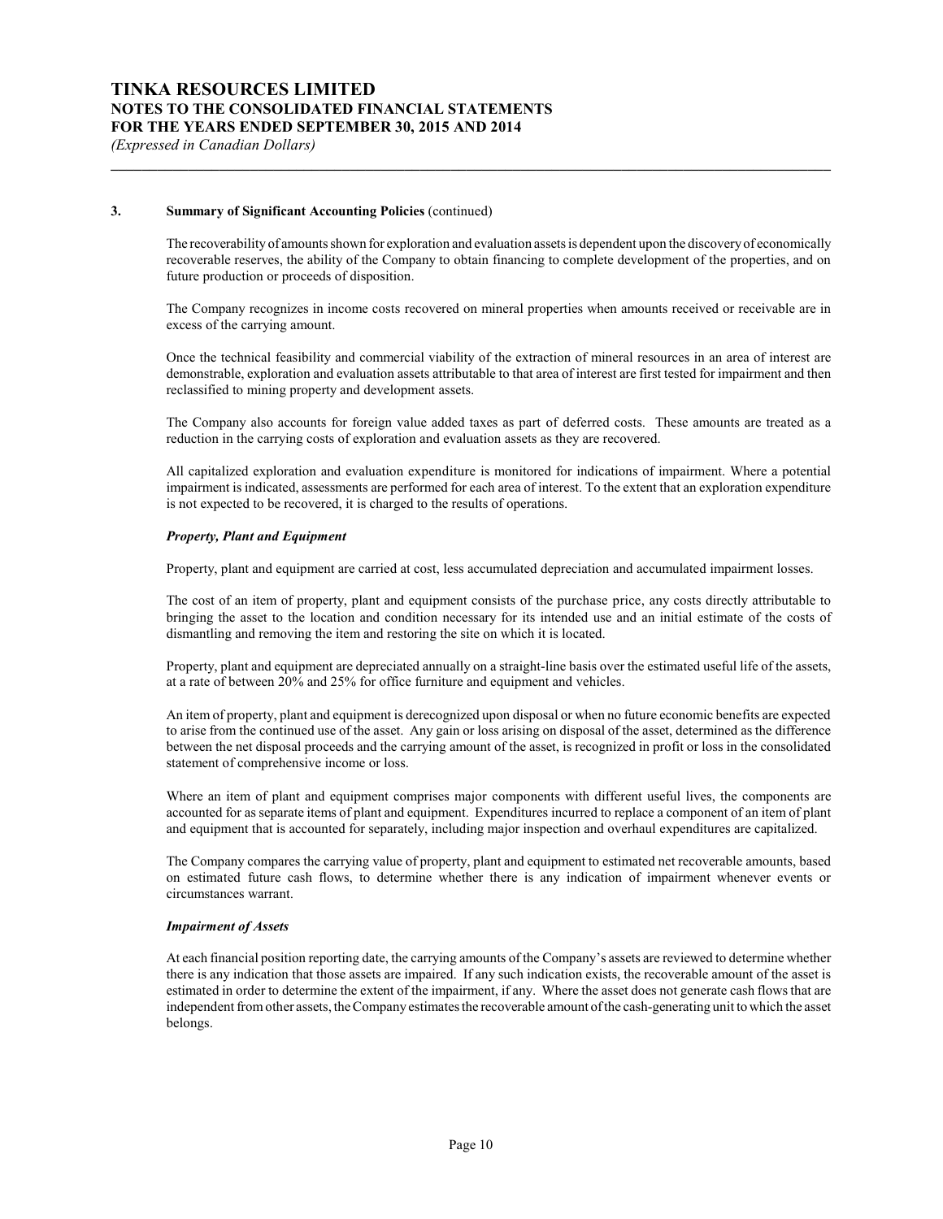### 3. Summary of Significant Accounting Policies (continued)

The recoverability of amounts shown for exploration and evaluation assets is dependent upon the discovery of economically recoverable reserves, the ability of the Company to obtain financing to complete development of the properties, and on future production or proceeds of disposition.

The Company recognizes in income costs recovered on mineral properties when amounts received or receivable are in excess of the carrying amount.

Once the technical feasibility and commercial viability of the extraction of mineral resources in an area of interest are demonstrable, exploration and evaluation assets attributable to that area of interest are first tested for impairment and then reclassified to mining property and development assets.

The Company also accounts for foreign value added taxes as part of deferred costs. These amounts are treated as a reduction in the carrying costs of exploration and evaluation assets as they are recovered.

All capitalized exploration and evaluation expenditure is monitored for indications of impairment. Where a potential impairment is indicated, assessments are performed for each area of interest. To the extent that an exploration expenditure is not expected to be recovered, it is charged to the results of operations.

***Property, Plant and Equipment***

Property, plant and equipment are carried at cost, less accumulated depreciation and accumulated impairment losses.

The cost of an item of property, plant and equipment consists of the purchase price, any costs directly attributable to bringing the asset to the location and condition necessary for its intended use and an initial estimate of the costs of dismantling and removing the item and restoring the site on which it is located.

Property, plant and equipment are depreciated annually on a straight-line basis over the estimated useful life of the assets, at a rate of between 20% and 25% for office furniture and equipment and vehicles.

An item of property, plant and equipment is derecognized upon disposal or when no future economic benefits are expected to arise from the continued use of the asset. Any gain or loss arising on disposal of the asset, determined as the difference between the net disposal proceeds and the carrying amount of the asset, is recognized in profit or loss in the consolidated statement of comprehensive income or loss.

Where an item of plant and equipment comprises major components with different useful lives, the components are accounted for as separate items of plant and equipment. Expenditures incurred to replace a component of an item of plant and equipment that is accounted for separately, including major inspection and overhaul expenditures are capitalized.

The Company compares the carrying value of property, plant and equipment to estimated net recoverable amounts, based on estimated future cash flows, to determine whether there is any indication of impairment whenever events or circumstances warrant.

***Impairment of Assets***

At each financial position reporting date, the carrying amounts of the Company's assets are reviewed to determine whether there is any indication that those assets are impaired. If any such indication exists, the recoverable amount of the asset is estimated in order to determine the extent of the impairment, if any. Where the asset does not generate cash flows that are independent from other assets, the Company estimates the recoverable amount of the cash-generating unit to which the asset belongs.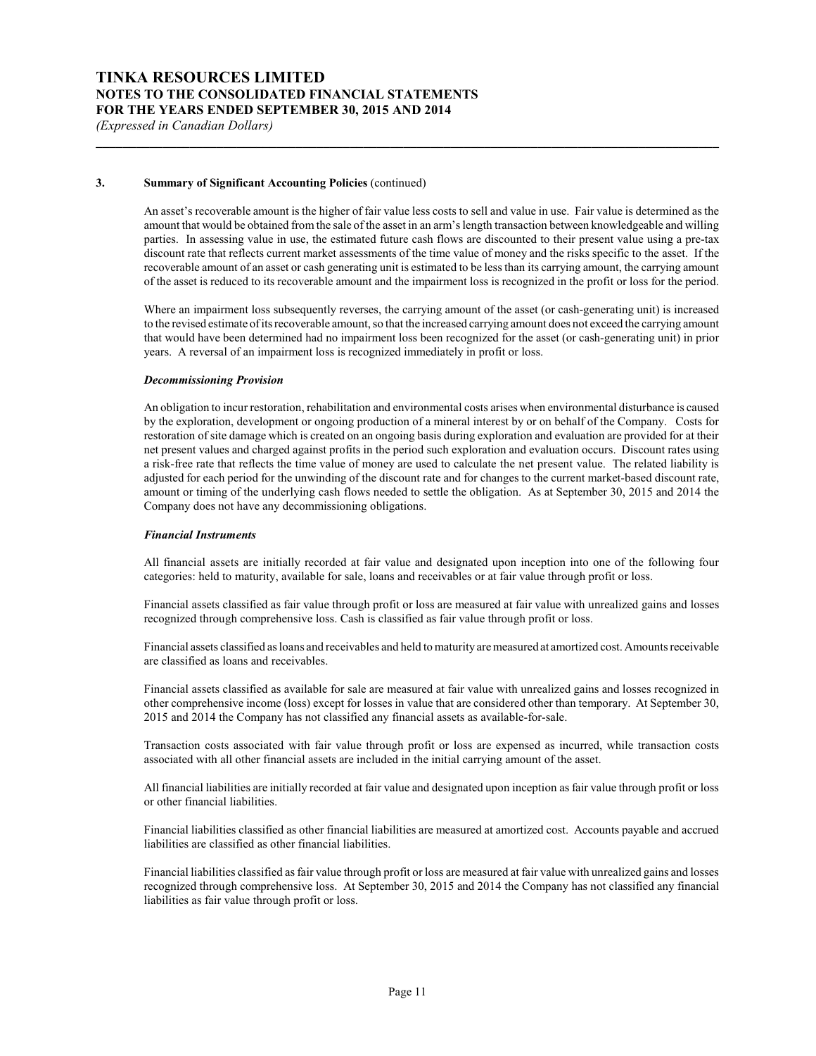### 3. Summary of Significant Accounting Policies (continued)

An asset's recoverable amount is the higher of fair value less costs to sell and value in use. Fair value is determined as the amount that would be obtained from the sale of the asset in an arm's length transaction between knowledgeable and willing parties. In assessing value in use, the estimated future cash flows are discounted to their present value using a pre-tax discount rate that reflects current market assessments of the time value of money and the risks specific to the asset. If the recoverable amount of an asset or cash generating unit is estimated to be less than its carrying amount, the carrying amount of the asset is reduced to its recoverable amount and the impairment loss is recognized in the profit or loss for the period.

Where an impairment loss subsequently reverses, the carrying amount of the asset (or cash-generating unit) is increased to the revised estimate of its recoverable amount, so that the increased carrying amount does not exceed the carrying amount that would have been determined had no impairment loss been recognized for the asset (or cash-generating unit) in prior years. A reversal of an impairment loss is recognized immediately in profit or loss.

***Decommissioning Provision***

An obligation to incur restoration, rehabilitation and environmental costs arises when environmental disturbance is caused by the exploration, development or ongoing production of a mineral interest by or on behalf of the Company. Costs for restoration of site damage which is created on an ongoing basis during exploration and evaluation are provided for at their net present values and charged against profits in the period such exploration and evaluation occurs. Discount rates using a risk-free rate that reflects the time value of money are used to calculate the net present value. The related liability is adjusted for each period for the unwinding of the discount rate and for changes to the current market-based discount rate, amount or timing of the underlying cash flows needed to settle the obligation. As at September 30, 2015 and 2014 the Company does not have any decommissioning obligations.

***Financial Instruments***

All financial assets are initially recorded at fair value and designated upon inception into one of the following four categories: held to maturity, available for sale, loans and receivables or at fair value through profit or loss.

Financial assets classified as fair value through profit or loss are measured at fair value with unrealized gains and losses recognized through comprehensive loss. Cash is classified as fair value through profit or loss.

Financial assets classified as loans and receivables and held to maturity are measured at amortized cost. Amounts receivable are classified as loans and receivables.

Financial assets classified as available for sale are measured at fair value with unrealized gains and losses recognized in other comprehensive income (loss) except for losses in value that are considered other than temporary. At September 30, 2015 and 2014 the Company has not classified any financial assets as available-for-sale.

Transaction costs associated with fair value through profit or loss are expensed as incurred, while transaction costs associated with all other financial assets are included in the initial carrying amount of the asset.

All financial liabilities are initially recorded at fair value and designated upon inception as fair value through profit or loss or other financial liabilities.

Financial liabilities classified as other financial liabilities are measured at amortized cost. Accounts payable and accrued liabilities are classified as other financial liabilities.

Financial liabilities classified as fair value through profit or loss are measured at fair value with unrealized gains and losses recognized through comprehensive loss. At September 30, 2015 and 2014 the Company has not classified any financial liabilities as fair value through profit or loss.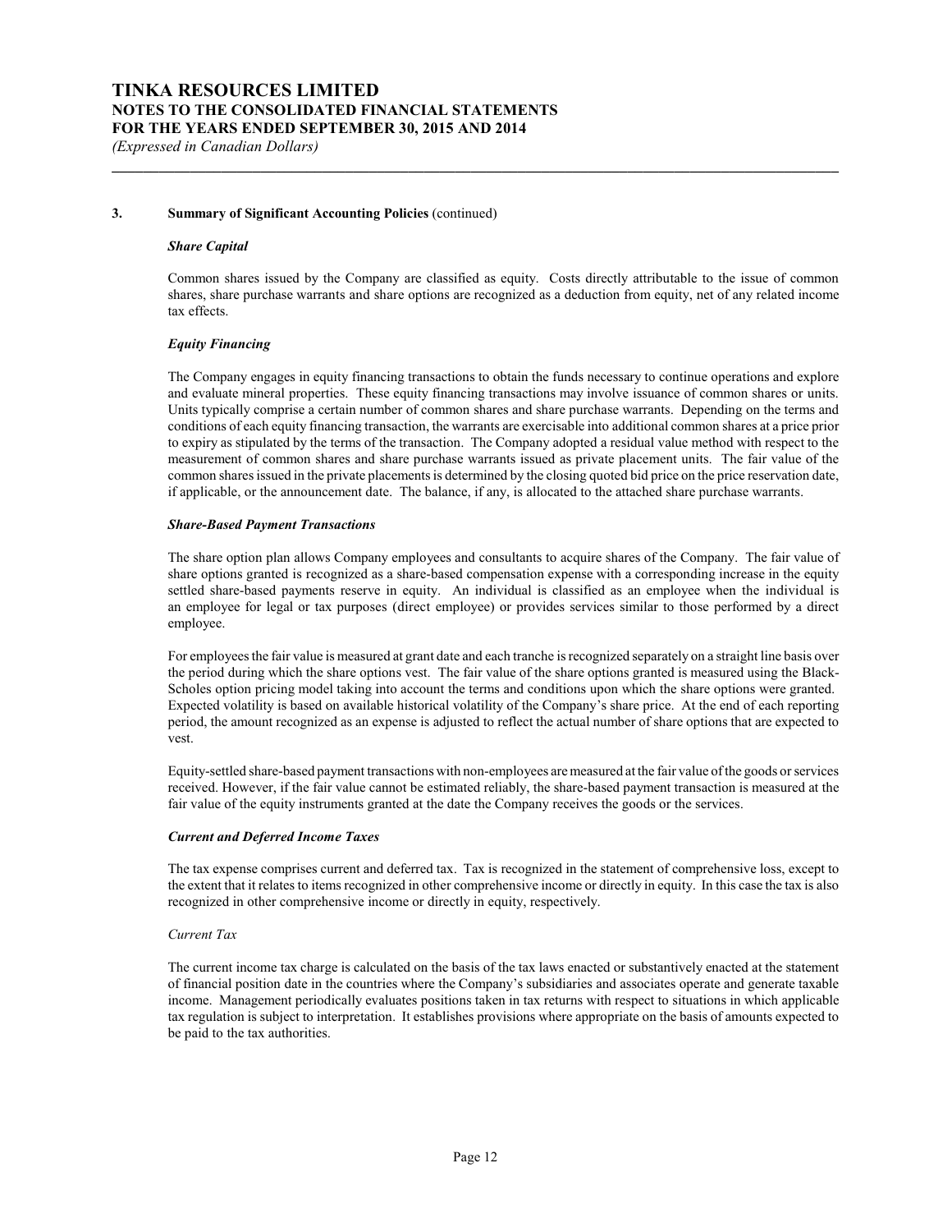## 3. Summary of Significant Accounting Policies (continued)

***Share Capital***

Common shares issued by the Company are classified as equity. Costs directly attributable to the issue of common shares, share purchase warrants and share options are recognized as a deduction from equity, net of any related income tax effects.

***Equity Financing***

The Company engages in equity financing transactions to obtain the funds necessary to continue operations and explore and evaluate mineral properties. These equity financing transactions may involve issuance of common shares or units. Units typically comprise a certain number of common shares and share purchase warrants. Depending on the terms and conditions of each equity financing transaction, the warrants are exercisable into additional common shares at a price prior to expiry as stipulated by the terms of the transaction. The Company adopted a residual value method with respect to the measurement of common shares and share purchase warrants issued as private placement units. The fair value of the common shares issued in the private placements is determined by the closing quoted bid price on the price reservation date, if applicable, or the announcement date. The balance, if any, is allocated to the attached share purchase warrants.

***Share-Based Payment Transactions***

The share option plan allows Company employees and consultants to acquire shares of the Company. The fair value of share options granted is recognized as a share-based compensation expense with a corresponding increase in the equity settled share-based payments reserve in equity. An individual is classified as an employee when the individual is an employee for legal or tax purposes (direct employee) or provides services similar to those performed by a direct employee.

For employees the fair value is measured at grant date and each tranche is recognized separately on a straight line basis over the period during which the share options vest. The fair value of the share options granted is measured using the Black-Scholes option pricing model taking into account the terms and conditions upon which the share options were granted. Expected volatility is based on available historical volatility of the Company's share price. At the end of each reporting period, the amount recognized as an expense is adjusted to reflect the actual number of share options that are expected to vest.

Equity-settled share-based payment transactions with non-employees are measured at the fair value of the goods or services received. However, if the fair value cannot be estimated reliably, the share-based payment transaction is measured at the fair value of the equity instruments granted at the date the Company receives the goods or the services.

***Current and Deferred Income Taxes***

The tax expense comprises current and deferred tax. Tax is recognized in the statement of comprehensive loss, except to the extent that it relates to items recognized in other comprehensive income or directly in equity. In this case the tax is also recognized in other comprehensive income or directly in equity, respectively.

*Current Tax*

The current income tax charge is calculated on the basis of the tax laws enacted or substantively enacted at the statement of financial position date in the countries where the Company's subsidiaries and associates operate and generate taxable income. Management periodically evaluates positions taken in tax returns with respect to situations in which applicable tax regulation is subject to interpretation. It establishes provisions where appropriate on the basis of amounts expected to be paid to the tax authorities.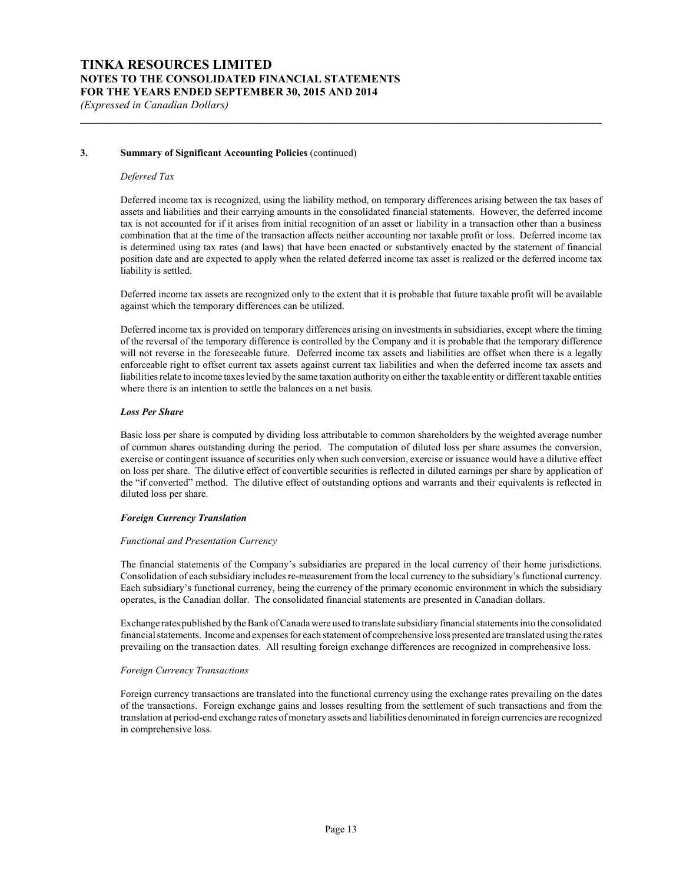## 3. Summary of Significant Accounting Policies (continued)

*Deferred Tax*

Deferred income tax is recognized, using the liability method, on temporary differences arising between the tax bases of assets and liabilities and their carrying amounts in the consolidated financial statements. However, the deferred income tax is not accounted for if it arises from initial recognition of an asset or liability in a transaction other than a business combination that at the time of the transaction affects neither accounting nor taxable profit or loss. Deferred income tax is determined using tax rates (and laws) that have been enacted or substantively enacted by the statement of financial position date and are expected to apply when the related deferred income tax asset is realized or the deferred income tax liability is settled.

Deferred income tax assets are recognized only to the extent that it is probable that future taxable profit will be available against which the temporary differences can be utilized.

Deferred income tax is provided on temporary differences arising on investments in subsidiaries, except where the timing of the reversal of the temporary difference is controlled by the Company and it is probable that the temporary difference will not reverse in the foreseeable future. Deferred income tax assets and liabilities are offset when there is a legally enforceable right to offset current tax assets against current tax liabilities and when the deferred income tax assets and liabilities relate to income taxes levied by the same taxation authority on either the taxable entity or different taxable entities where there is an intention to settle the balances on a net basis.

***Loss Per Share***

Basic loss per share is computed by dividing loss attributable to common shareholders by the weighted average number of common shares outstanding during the period. The computation of diluted loss per share assumes the conversion, exercise or contingent issuance of securities only when such conversion, exercise or issuance would have a dilutive effect on loss per share. The dilutive effect of convertible securities is reflected in diluted earnings per share by application of the "if converted" method. The dilutive effect of outstanding options and warrants and their equivalents is reflected in diluted loss per share.

***Foreign Currency Translation***

*Functional and Presentation Currency*

The financial statements of the Company's subsidiaries are prepared in the local currency of their home jurisdictions. Consolidation of each subsidiary includes re-measurement from the local currency to the subsidiary's functional currency. Each subsidiary's functional currency, being the currency of the primary economic environment in which the subsidiary operates, is the Canadian dollar. The consolidated financial statements are presented in Canadian dollars.

Exchange rates published by the Bank of Canada were used to translate subsidiary financial statements into the consolidated financial statements. Income and expenses for each statement of comprehensive loss presented are translated using the rates prevailing on the transaction dates. All resulting foreign exchange differences are recognized in comprehensive loss.

*Foreign Currency Transactions*

Foreign currency transactions are translated into the functional currency using the exchange rates prevailing on the dates of the transactions. Foreign exchange gains and losses resulting from the settlement of such transactions and from the translation at period-end exchange rates of monetary assets and liabilities denominated in foreign currencies are recognized in comprehensive loss.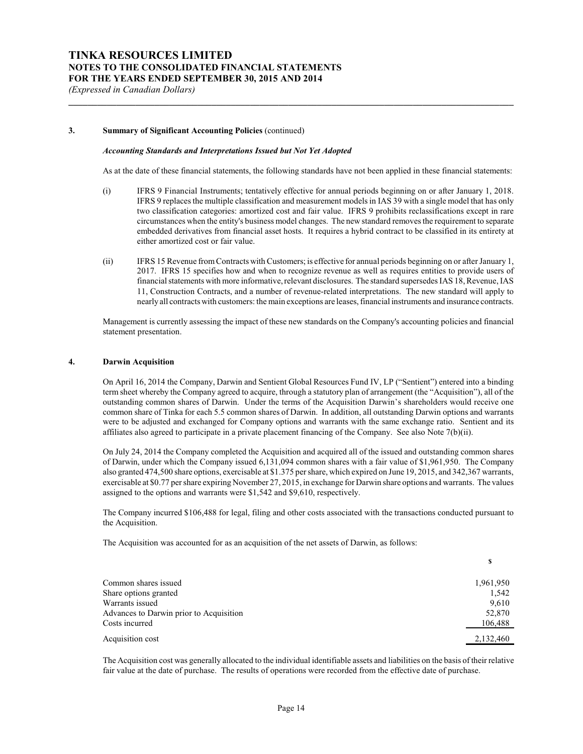### 3. Summary of Significant Accounting Policies (continued)

***Accounting Standards and Interpretations Issued but Not Yet Adopted***

As at the date of these financial statements, the following standards have not been applied in these financial statements:

(i) IFRS 9 Financial Instruments; tentatively effective for annual periods beginning on or after January 1, 2018. IFRS 9 replaces the multiple classification and measurement models in IAS 39 with a single model that has only two classification categories: amortized cost and fair value. IFRS 9 prohibits reclassifications except in rare circumstances when the entity's business model changes. The new standard removes the requirement to separate embedded derivatives from financial asset hosts. It requires a hybrid contract to be classified in its entirety at either amortized cost or fair value.

(ii) IFRS 15 Revenue from Contracts with Customers; is effective for annual periods beginning on or after January 1, 2017. IFRS 15 specifies how and when to recognize revenue as well as requires entities to provide users of financial statements with more informative, relevant disclosures. The standard supersedes IAS 18, Revenue, IAS 11, Construction Contracts, and a number of revenue-related interpretations. The new standard will apply to nearly all contracts with customers: the main exceptions are leases, financial instruments and insurance contracts.

Management is currently assessing the impact of these new standards on the Company's accounting policies and financial statement presentation.

### 4. Darwin Acquisition

On April 16, 2014 the Company, Darwin and Sentient Global Resources Fund IV, LP ("Sentient") entered into a binding term sheet whereby the Company agreed to acquire, through a statutory plan of arrangement (the "Acquisition"), all of the outstanding common shares of Darwin. Under the terms of the Acquisition Darwin's shareholders would receive one common share of Tinka for each 5.5 common shares of Darwin. In addition, all outstanding Darwin options and warrants were to be adjusted and exchanged for Company options and warrants with the same exchange ratio. Sentient and its affiliates also agreed to participate in a private placement financing of the Company. See also Note 7(b)(ii).

On July 24, 2014 the Company completed the Acquisition and acquired all of the issued and outstanding common shares of Darwin, under which the Company issued 6,131,094 common shares with a fair value of $1,961,950. The Company also granted 474,500 share options, exercisable at $1.375 per share, which expired on June 19, 2015, and 342,367 warrants, exercisable at $0.77 per share expiring November 27, 2015, in exchange for Darwin share options and warrants. The values assigned to the options and warrants were $1,542 and $9,610, respectively.

The Company incurred $106,488 for legal, filing and other costs associated with the transactions conducted pursuant to the Acquisition.

The Acquisition was accounted for as an acquisition of the net assets of Darwin, as follows:

| | $ |
|---|---|
| Common shares issued | 1,961,950 |
| Share options granted | 1,542 |
| Warrants issued | 9,610 |
| Advances to Darwin prior to Acquisition | 52,870 |
| Costs incurred | 106,488 |
| Acquisition cost | 2,132,460 |

The Acquisition cost was generally allocated to the individual identifiable assets and liabilities on the basis of their relative fair value at the date of purchase. The results of operations were recorded from the effective date of purchase.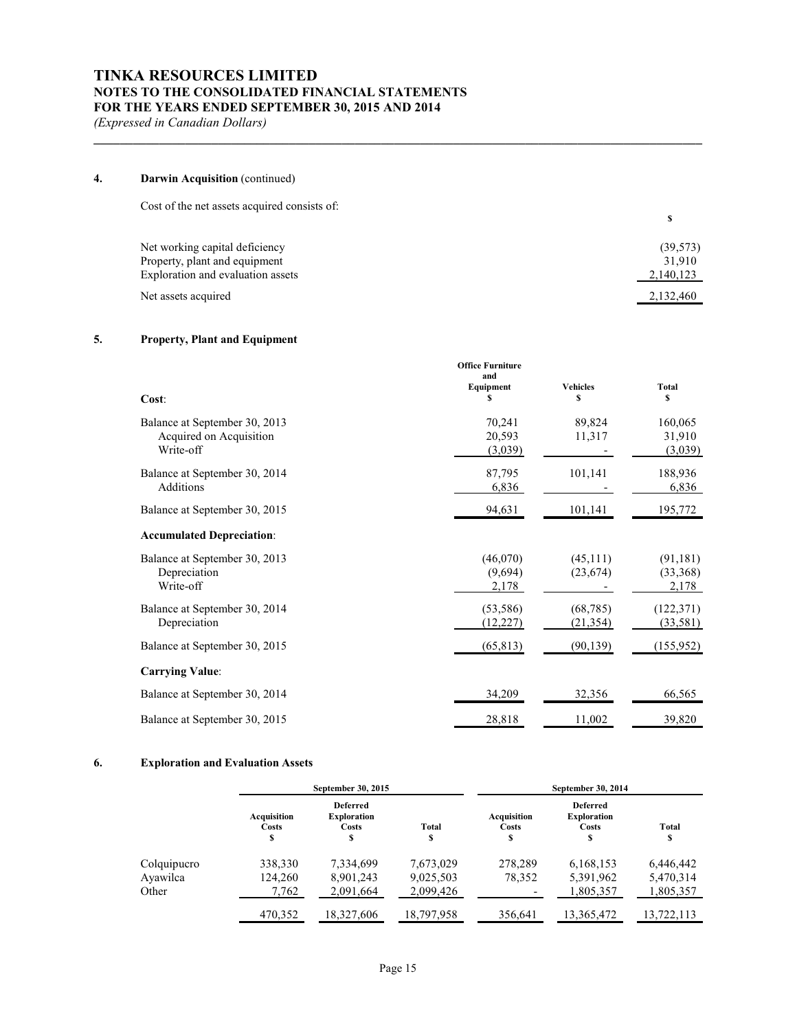# TINKA RESOURCES LIMITED
## NOTES TO THE CONSOLIDATED FINANCIAL STATEMENTS
## FOR THE YEARS ENDED SEPTEMBER 30, 2015 AND 2014
*(Expressed in Canadian Dollars)*

### 4. Darwin Acquisition (continued)

Cost of the net assets acquired consists of:

| | $ |
|---|---|
| Net working capital deficiency | (39,573) |
| Property, plant and equipment | 31,910 |
| Exploration and evaluation assets | 2,140,123 |
| Net assets acquired | 2,132,460 |

### 5. Property, Plant and Equipment

| Cost: | Office Furniture and Equipment $ | Vehicles $ | Total $ |
|---|---|---|---|
| Balance at September 30, 2013 | 70,241 | 89,824 | 160,065 |
| Acquired on Acquisition | 20,593 | 11,317 | 31,910 |
| Write-off | (3,039) | - | (3,039) |
| Balance at September 30, 2014 | 87,795 | 101,141 | 188,936 |
| Additions | 6,836 | - | 6,836 |
| Balance at September 30, 2015 | 94,631 | 101,141 | 195,772 |
| **Accumulated Depreciation**: | | | |
| Balance at September 30, 2013 | (46,070) | (45,111) | (91,181) |
| Depreciation | (9,694) | (23,674) | (33,368) |
| Write-off | 2,178 | - | 2,178 |
| Balance at September 30, 2014 | (53,586) | (68,785) | (122,371) |
| Depreciation | (12,227) | (21,354) | (33,581) |
| Balance at September 30, 2015 | (65,813) | (90,139) | (155,952) |
| **Carrying Value**: | | | |
| Balance at September 30, 2014 | 34,209 | 32,356 | 66,565 |
| Balance at September 30, 2015 | 28,818 | 11,002 | 39,820 |

### 6. Exploration and Evaluation Assets

| | September 30, 2015 | | | September 30, 2014 | | |
|---|---|---|---|---|---|---|
| | Acquisition Costs $ | Deferred Exploration Costs $ | Total $ | Acquisition Costs $ | Deferred Exploration Costs $ | Total $ |
| Colquipucro | 338,330 | 7,334,699 | 7,673,029 | 278,289 | 6,168,153 | 6,446,442 |
| Ayawilca | 124,260 | 8,901,243 | 9,025,503 | 78,352 | 5,391,962 | 5,470,314 |
| Other | 7,762 | 2,091,664 | 2,099,426 | - | 1,805,357 | 1,805,357 |
| | 470,352 | 18,327,606 | 18,797,958 | 356,641 | 13,365,472 | 13,722,113 |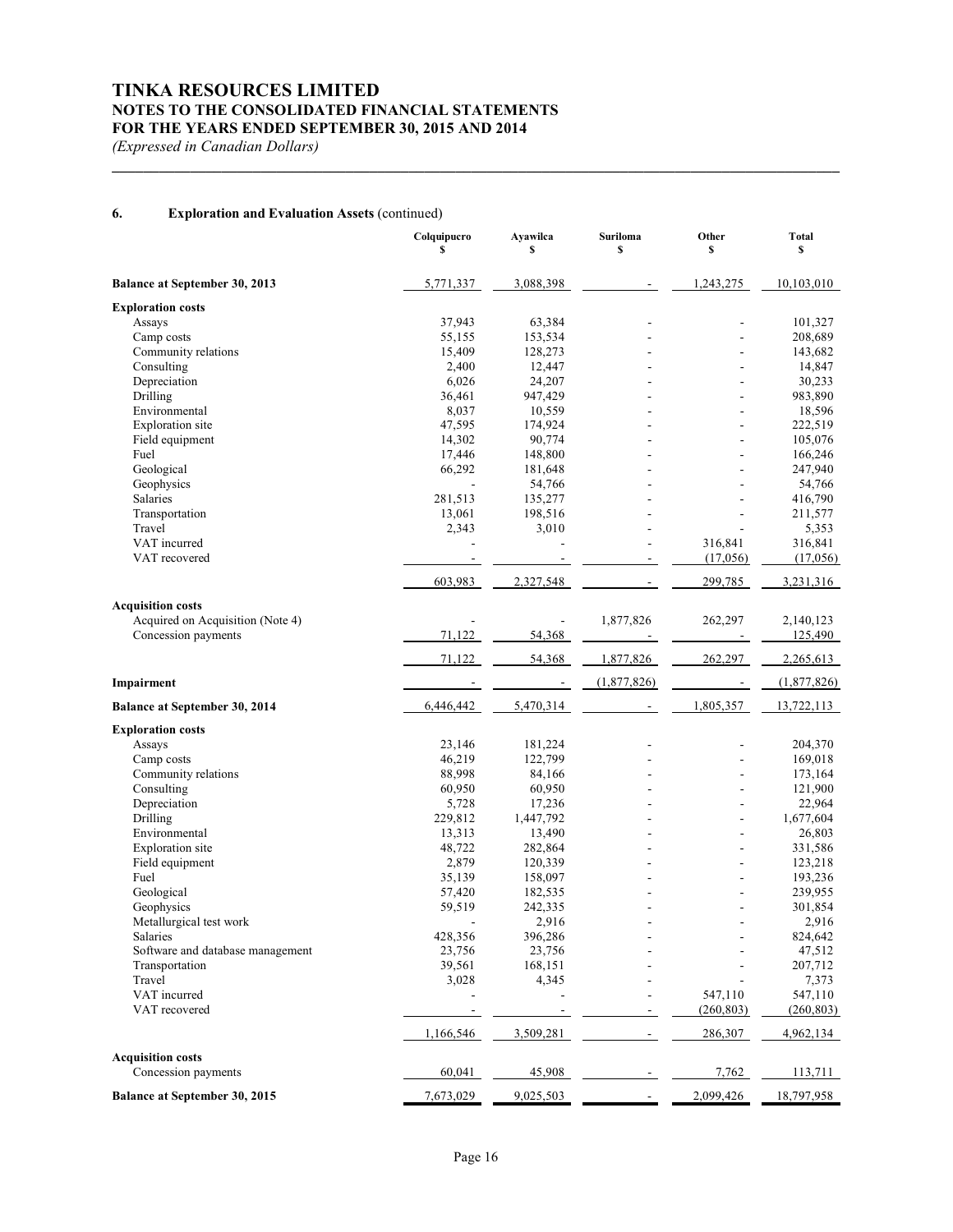# TINKA RESOURCES LIMITED
## NOTES TO THE CONSOLIDATED FINANCIAL STATEMENTS
## FOR THE YEARS ENDED SEPTEMBER 30, 2015 AND 2014
*(Expressed in Canadian Dollars)*

### 6. Exploration and Evaluation Assets (continued)

| | Colquipucro $ | Ayawilca $ | Suriloma $ | Other $ | Total $ |
|---|---|---|---|---|---|
| **Balance at September 30, 2013** | 5,771,337 | 3,088,398 | - | 1,243,275 | 10,103,010 |
| **Exploration costs** | | | | | |
| Assays | 37,943 | 63,384 | - | - | 101,327 |
| Camp costs | 55,155 | 153,534 | - | - | 208,689 |
| Community relations | 15,409 | 128,273 | - | - | 143,682 |
| Consulting | 2,400 | 12,447 | - | - | 14,847 |
| Depreciation | 6,026 | 24,207 | - | - | 30,233 |
| Drilling | 36,461 | 947,429 | - | - | 983,890 |
| Environmental | 8,037 | 10,559 | - | - | 18,596 |
| Exploration site | 47,595 | 174,924 | - | - | 222,519 |
| Field equipment | 14,302 | 90,774 | - | - | 105,076 |
| Fuel | 17,446 | 148,800 | - | - | 166,246 |
| Geological | 66,292 | 181,648 | - | - | 247,940 |
| Geophysics | - | 54,766 | - | - | 54,766 |
| Salaries | 281,513 | 135,277 | - | - | 416,790 |
| Transportation | 13,061 | 198,516 | - | - | 211,577 |
| Travel | 2,343 | 3,010 | - | - | 5,353 |
| VAT incurred | - | - | - | 316,841 | 316,841 |
| VAT recovered | - | - | - | (17,056) | (17,056) |
| | 603,983 | 2,327,548 | - | 299,785 | 3,231,316 |
| **Acquisition costs** | | | | | |
| Acquired on Acquisition (Note 4) | - | - | 1,877,826 | 262,297 | 2,140,123 |
| Concession payments | 71,122 | 54,368 | - | - | 125,490 |
| | 71,122 | 54,368 | 1,877,826 | 262,297 | 2,265,613 |
| **Impairment** | - | - | (1,877,826) | - | (1,877,826) |
| **Balance at September 30, 2014** | 6,446,442 | 5,470,314 | - | 1,805,357 | 13,722,113 |
| **Exploration costs** | | | | | |
| Assays | 23,146 | 181,224 | - | - | 204,370 |
| Camp costs | 46,219 | 122,799 | - | - | 169,018 |
| Community relations | 88,998 | 84,166 | - | - | 173,164 |
| Consulting | 60,950 | 60,950 | - | - | 121,900 |
| Depreciation | 5,728 | 17,236 | - | - | 22,964 |
| Drilling | 229,812 | 1,447,792 | - | - | 1,677,604 |
| Environmental | 13,313 | 13,490 | - | - | 26,803 |
| Exploration site | 48,722 | 282,864 | - | - | 331,586 |
| Field equipment | 2,879 | 120,339 | - | - | 123,218 |
| Fuel | 35,139 | 158,097 | - | - | 193,236 |
| Geological | 57,420 | 182,535 | - | - | 239,955 |
| Geophysics | 59,519 | 242,335 | - | - | 301,854 |
| Metallurgical test work | - | 2,916 | - | - | 2,916 |
| Salaries | 428,356 | 396,286 | - | - | 824,642 |
| Software and database management | 23,756 | 23,756 | - | - | 47,512 |
| Transportation | 39,561 | 168,151 | - | - | 207,712 |
| Travel | 3,028 | 4,345 | - | - | 7,373 |
| VAT incurred | - | - | - | 547,110 | 547,110 |
| VAT recovered | - | - | - | (260,803) | (260,803) |
| | 1,166,546 | 3,509,281 | - | 286,307 | 4,962,134 |
| **Acquisition costs** | | | | | |
| Concession payments | 60,041 | 45,908 | - | 7,762 | 113,711 |
| **Balance at September 30, 2015** | 7,673,029 | 9,025,503 | - | 2,099,426 | 18,797,958 |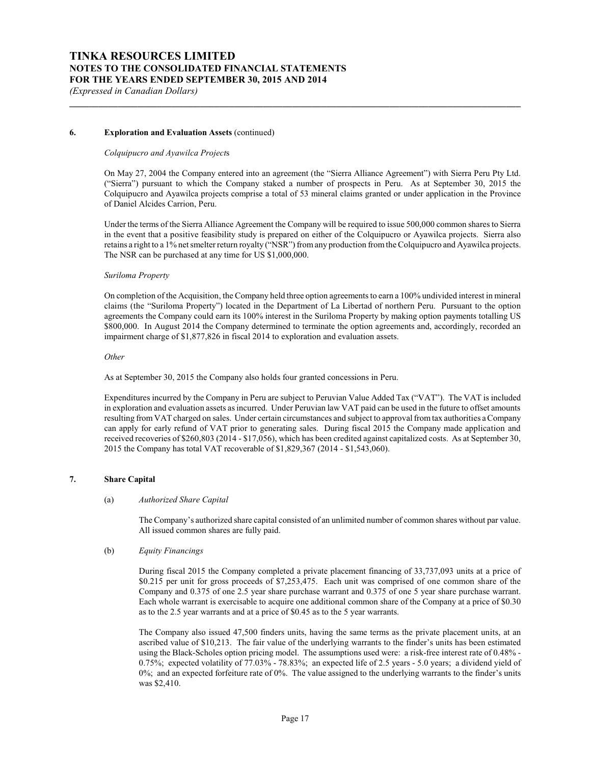#### 6. Exploration and Evaluation Assets (continued)

*Colquipucro and Ayawilca Projects*

On May 27, 2004 the Company entered into an agreement (the "Sierra Alliance Agreement") with Sierra Peru Pty Ltd. ("Sierra") pursuant to which the Company staked a number of prospects in Peru. As at September 30, 2015 the Colquipucro and Ayawilca projects comprise a total of 53 mineral claims granted or under application in the Province of Daniel Alcides Carrion, Peru.

Under the terms of the Sierra Alliance Agreement the Company will be required to issue 500,000 common shares to Sierra in the event that a positive feasibility study is prepared on either of the Colquipucro or Ayawilca projects. Sierra also retains a right to a 1% net smelter return royalty ("NSR") from any production from the Colquipucro and Ayawilca projects. The NSR can be purchased at any time for US $1,000,000.

*Suriloma Property*

On completion of the Acquisition, the Company held three option agreements to earn a 100% undivided interest in mineral claims (the "Suriloma Property") located in the Department of La Libertad of northern Peru. Pursuant to the option agreements the Company could earn its 100% interest in the Suriloma Property by making option payments totalling US $800,000. In August 2014 the Company determined to terminate the option agreements and, accordingly, recorded an impairment charge of $1,877,826 in fiscal 2014 to exploration and evaluation assets.

*Other*

As at September 30, 2015 the Company also holds four granted concessions in Peru.

Expenditures incurred by the Company in Peru are subject to Peruvian Value Added Tax ("VAT"). The VAT is included in exploration and evaluation assets as incurred. Under Peruvian law VAT paid can be used in the future to offset amounts resulting from VAT charged on sales. Under certain circumstances and subject to approval from tax authorities a Company can apply for early refund of VAT prior to generating sales. During fiscal 2015 the Company made application and received recoveries of $260,803 (2014 - $17,056), which has been credited against capitalized costs. As at September 30, 2015 the Company has total VAT recoverable of $1,829,367 (2014 - $1,543,060).

#### 7. Share Capital

(a) *Authorized Share Capital*

The Company's authorized share capital consisted of an unlimited number of common shares without par value. All issued common shares are fully paid.

(b) *Equity Financings*

During fiscal 2015 the Company completed a private placement financing of 33,737,093 units at a price of $0.215 per unit for gross proceeds of $7,253,475. Each unit was comprised of one common share of the Company and 0.375 of one 2.5 year share purchase warrant and 0.375 of one 5 year share purchase warrant. Each whole warrant is exercisable to acquire one additional common share of the Company at a price of $0.30 as to the 2.5 year warrants and at a price of $0.45 as to the 5 year warrants.

The Company also issued 47,500 finders units, having the same terms as the private placement units, at an ascribed value of $10,213. The fair value of the underlying warrants to the finder's units has been estimated using the Black-Scholes option pricing model. The assumptions used were: a risk-free interest rate of 0.48% - 0.75%; expected volatility of 77.03% - 78.83%; an expected life of 2.5 years - 5.0 years; a dividend yield of 0%; and an expected forfeiture rate of 0%. The value assigned to the underlying warrants to the finder's units was $2,410.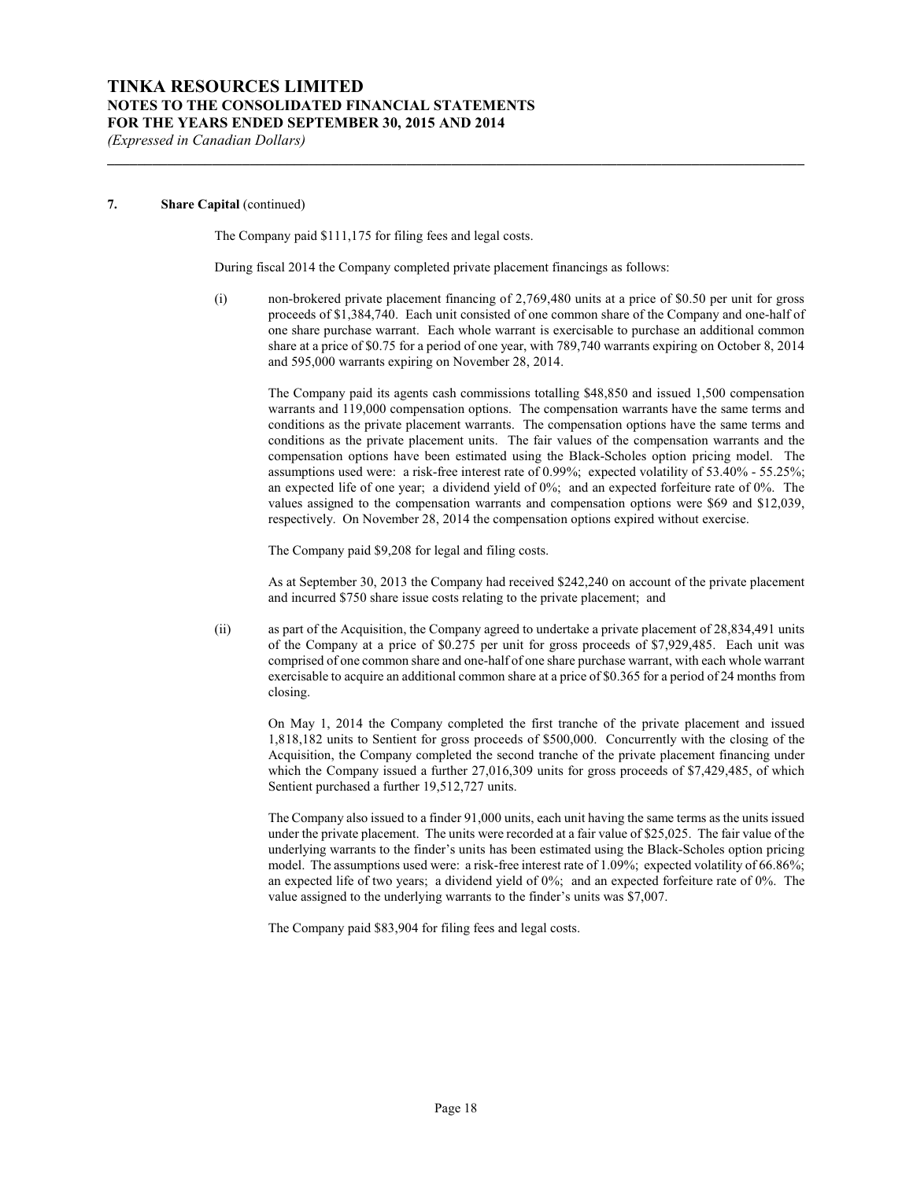**7. Share Capital** (continued)

The Company paid $111,175 for filing fees and legal costs.

During fiscal 2014 the Company completed private placement financings as follows:

(i) non-brokered private placement financing of 2,769,480 units at a price of $0.50 per unit for gross proceeds of $1,384,740. Each unit consisted of one common share of the Company and one-half of one share purchase warrant. Each whole warrant is exercisable to purchase an additional common share at a price of $0.75 for a period of one year, with 789,740 warrants expiring on October 8, 2014 and 595,000 warrants expiring on November 28, 2014.

The Company paid its agents cash commissions totalling $48,850 and issued 1,500 compensation warrants and 119,000 compensation options. The compensation warrants have the same terms and conditions as the private placement warrants. The compensation options have the same terms and conditions as the private placement units. The fair values of the compensation warrants and the compensation options have been estimated using the Black-Scholes option pricing model. The assumptions used were: a risk-free interest rate of 0.99%; expected volatility of 53.40% - 55.25%; an expected life of one year; a dividend yield of 0%; and an expected forfeiture rate of 0%. The values assigned to the compensation warrants and compensation options were $69 and $12,039, respectively. On November 28, 2014 the compensation options expired without exercise.

The Company paid $9,208 for legal and filing costs.

As at September 30, 2013 the Company had received $242,240 on account of the private placement and incurred $750 share issue costs relating to the private placement; and

(ii) as part of the Acquisition, the Company agreed to undertake a private placement of 28,834,491 units of the Company at a price of $0.275 per unit for gross proceeds of $7,929,485. Each unit was comprised of one common share and one-half of one share purchase warrant, with each whole warrant exercisable to acquire an additional common share at a price of $0.365 for a period of 24 months from closing.

On May 1, 2014 the Company completed the first tranche of the private placement and issued 1,818,182 units to Sentient for gross proceeds of $500,000. Concurrently with the closing of the Acquisition, the Company completed the second tranche of the private placement financing under which the Company issued a further 27,016,309 units for gross proceeds of $7,429,485, of which Sentient purchased a further 19,512,727 units.

The Company also issued to a finder 91,000 units, each unit having the same terms as the units issued under the private placement. The units were recorded at a fair value of $25,025. The fair value of the underlying warrants to the finder's units has been estimated using the Black-Scholes option pricing model. The assumptions used were: a risk-free interest rate of 1.09%; expected volatility of 66.86%; an expected life of two years; a dividend yield of 0%; and an expected forfeiture rate of 0%. The value assigned to the underlying warrants to the finder's units was $7,007.

The Company paid $83,904 for filing fees and legal costs.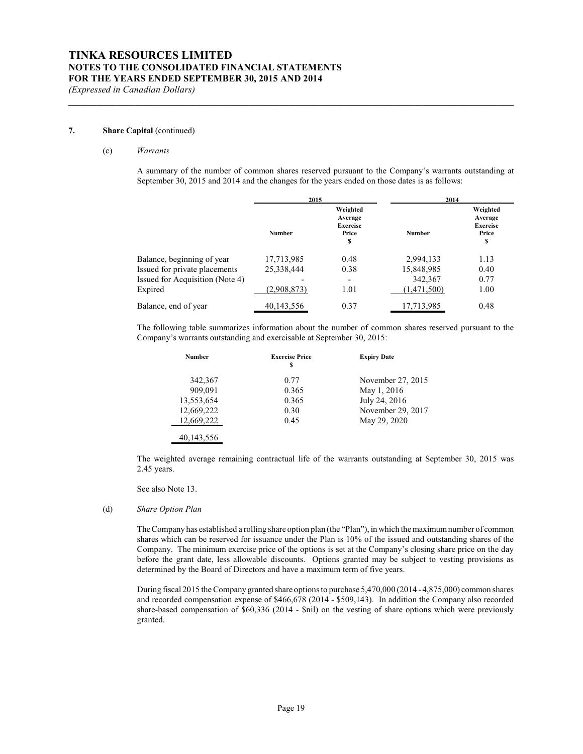### 7. Share Capital (continued)

#### (c) *Warrants*

A summary of the number of common shares reserved pursuant to the Company's warrants outstanding at September 30, 2015 and 2014 and the changes for the years ended on those dates is as follows:

| | 2015 | | 2014 | |
|---|---|---|---|---|
| | Number | Weighted Average Exercise Price $ | Number | Weighted Average Exercise Price $ |
| Balance, beginning of year | 17,713,985 | 0.48 | 2,994,133 | 1.13 |
| Issued for private placements | 25,338,444 | 0.38 | 15,848,985 | 0.40 |
| Issued for Acquisition (Note 4) | - | - | 342,367 | 0.77 |
| Expired | (2,908,873) | 1.01 | (1,471,500) | 1.00 |
| Balance, end of year | 40,143,556 | 0.37 | 17,713,985 | 0.48 |

The following table summarizes information about the number of common shares reserved pursuant to the Company's warrants outstanding and exercisable at September 30, 2015:

| Number | Exercise Price $ | Expiry Date |
|---|---|---|
| 342,367 | 0.77 | November 27, 2015 |
| 909,091 | 0.365 | May 1, 2016 |
| 13,553,654 | 0.365 | July 24, 2016 |
| 12,669,222 | 0.30 | November 29, 2017 |
| 12,669,222 | 0.45 | May 29, 2020 |
| 40,143,556 | | |

The weighted average remaining contractual life of the warrants outstanding at September 30, 2015 was 2.45 years.

See also Note 13.

#### (d) *Share Option Plan*

The Company has established a rolling share option plan (the "Plan"), in which the maximum number of common shares which can be reserved for issuance under the Plan is 10% of the issued and outstanding shares of the Company. The minimum exercise price of the options is set at the Company's closing share price on the day before the grant date, less allowable discounts. Options granted may be subject to vesting provisions as determined by the Board of Directors and have a maximum term of five years.

During fiscal 2015 the Company granted share options to purchase 5,470,000 (2014 - 4,875,000) common shares and recorded compensation expense of $466,678 (2014 - $509,143). In addition the Company also recorded share-based compensation of $60,336 (2014 - $nil) on the vesting of share options which were previously granted.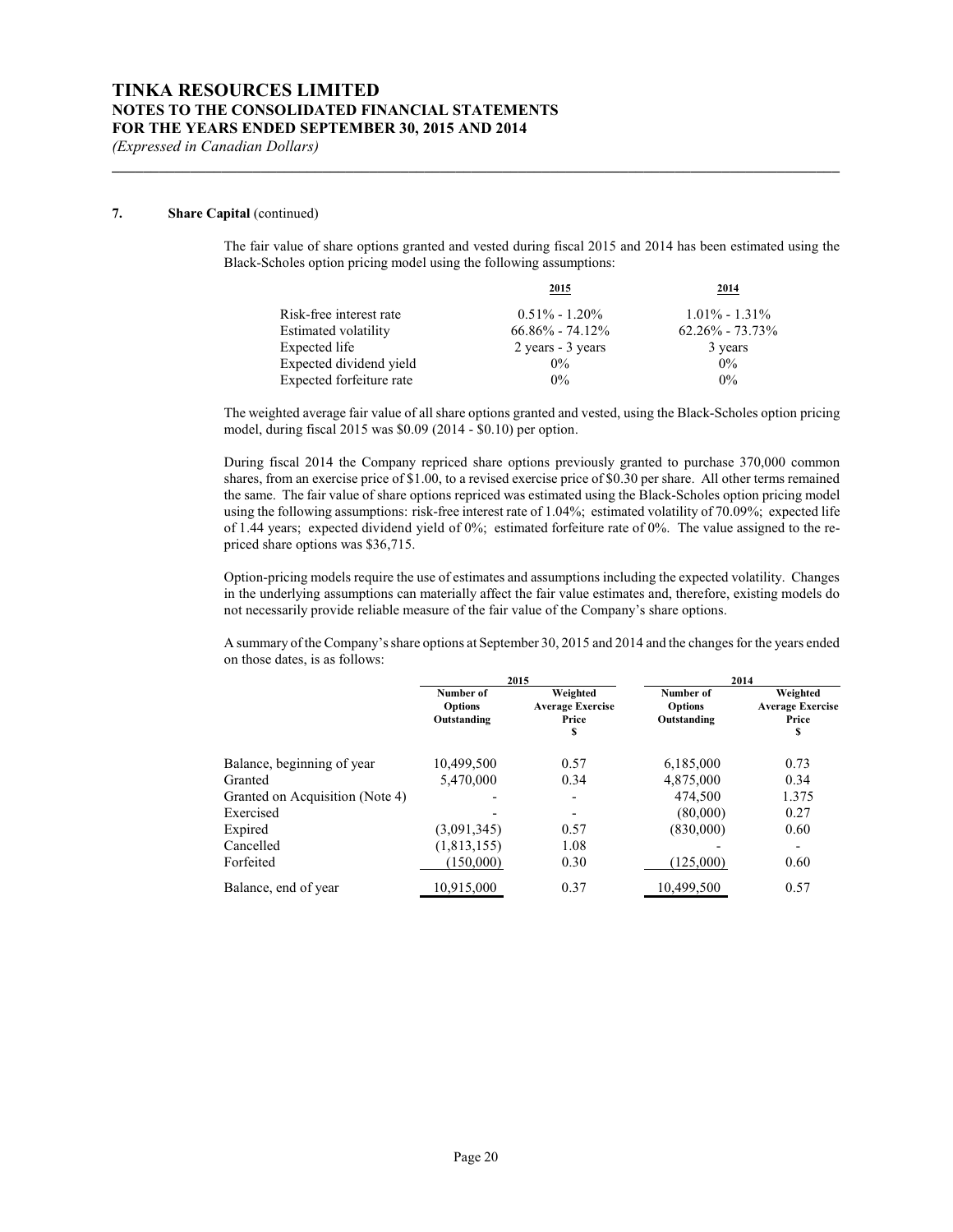# TINKA RESOURCES LIMITED
## NOTES TO THE CONSOLIDATED FINANCIAL STATEMENTS
## FOR THE YEARS ENDED SEPTEMBER 30, 2015 AND 2014
*(Expressed in Canadian Dollars)*

**7. Share Capital** (continued)

The fair value of share options granted and vested during fiscal 2015 and 2014 has been estimated using the Black-Scholes option pricing model using the following assumptions:

| | 2015 | 2014 |
|---|---|---|
| Risk-free interest rate | 0.51% - 1.20% | 1.01% - 1.31% |
| Estimated volatility | 66.86% - 74.12% | 62.26% - 73.73% |
| Expected life | 2 years - 3 years | 3 years |
| Expected dividend yield | 0% | 0% |
| Expected forfeiture rate | 0% | 0% |

The weighted average fair value of all share options granted and vested, using the Black-Scholes option pricing model, during fiscal 2015 was \$0.09 (2014 - \$0.10) per option.

During fiscal 2014 the Company repriced share options previously granted to purchase 370,000 common shares, from an exercise price of \$1.00, to a revised exercise price of \$0.30 per share. All other terms remained the same. The fair value of share options repriced was estimated using the Black-Scholes option pricing model using the following assumptions: risk-free interest rate of 1.04%; estimated volatility of 70.09%; expected life of 1.44 years; expected dividend yield of 0%; estimated forfeiture rate of 0%. The value assigned to the re-priced share options was \$36,715.

Option-pricing models require the use of estimates and assumptions including the expected volatility. Changes in the underlying assumptions can materially affect the fair value estimates and, therefore, existing models do not necessarily provide reliable measure of the fair value of the Company's share options.

A summary of the Company's share options at September 30, 2015 and 2014 and the changes for the years ended on those dates, is as follows:

| | 2015 | | 2014 | |
|---|---|---|---|---|
| | Number of Options Outstanding | Weighted Average Exercise Price $ | Number of Options Outstanding | Weighted Average Exercise Price $ |
| Balance, beginning of year | 10,499,500 | 0.57 | 6,185,000 | 0.73 |
| Granted | 5,470,000 | 0.34 | 4,875,000 | 0.34 |
| Granted on Acquisition (Note 4) | - | - | 474,500 | 1.375 |
| Exercised | - | - | (80,000) | 0.27 |
| Expired | (3,091,345) | 0.57 | (830,000) | 0.60 |
| Cancelled | (1,813,155) | 1.08 | - | - |
| Forfeited | (150,000) | 0.30 | (125,000) | 0.60 |
| Balance, end of year | 10,915,000 | 0.37 | 10,499,500 | 0.57 |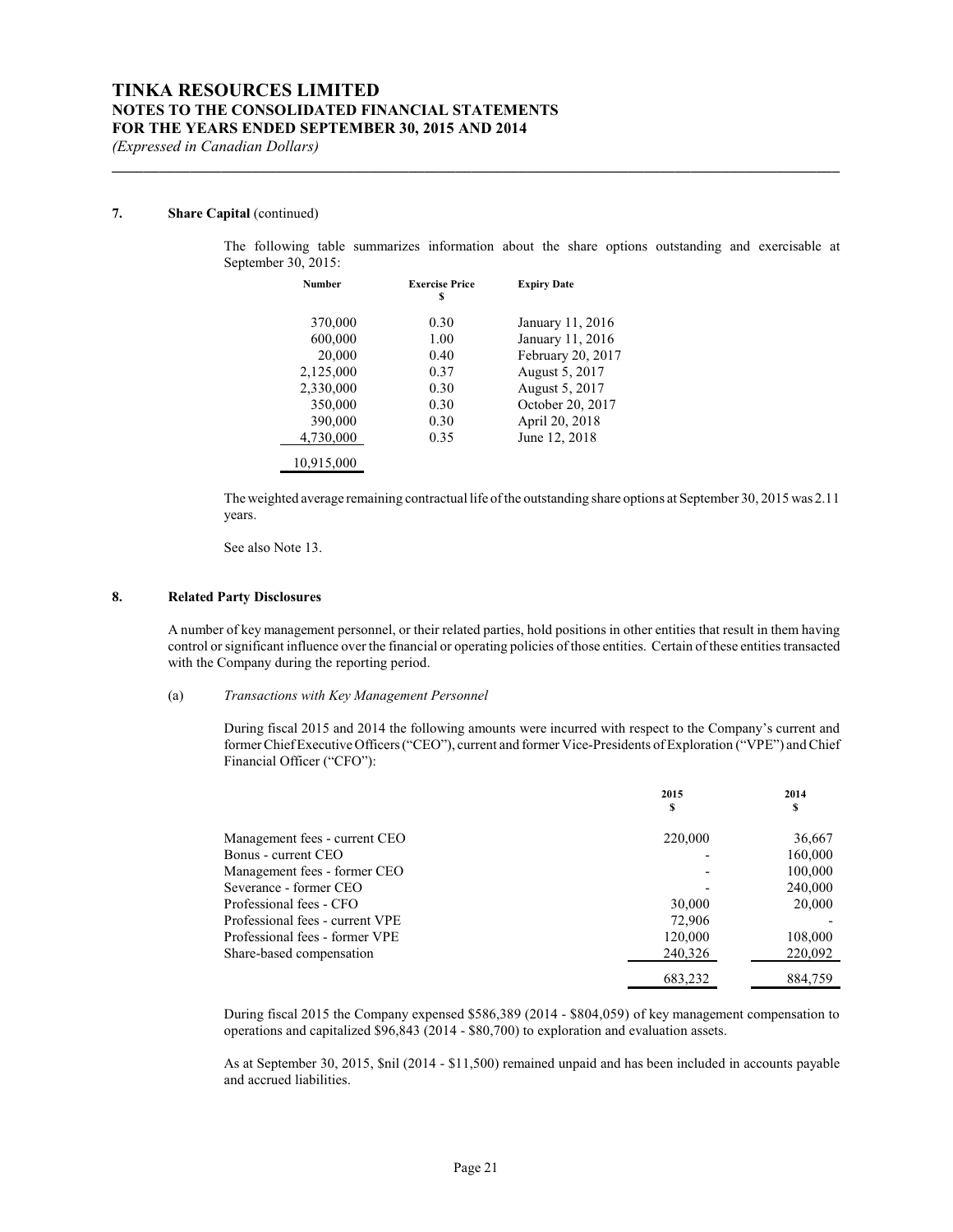### 7. Share Capital (continued)

The following table summarizes information about the share options outstanding and exercisable at September 30, 2015:

| Number | Exercise Price $ | Expiry Date |
|---|---|---|
| 370,000 | 0.30 | January 11, 2016 |
| 600,000 | 1.00 | January 11, 2016 |
| 20,000 | 0.40 | February 20, 2017 |
| 2,125,000 | 0.37 | August 5, 2017 |
| 2,330,000 | 0.30 | August 5, 2017 |
| 350,000 | 0.30 | October 20, 2017 |
| 390,000 | 0.30 | April 20, 2018 |
| 4,730,000 | 0.35 | June 12, 2018 |
| 10,915,000 | | |

The weighted average remaining contractual life of the outstanding share options at September 30, 2015 was 2.11 years.

See also Note 13.

### 8. Related Party Disclosures

A number of key management personnel, or their related parties, hold positions in other entities that result in them having control or significant influence over the financial or operating policies of those entities. Certain of these entities transacted with the Company during the reporting period.

(a) *Transactions with Key Management Personnel*

During fiscal 2015 and 2014 the following amounts were incurred with respect to the Company's current and former Chief Executive Officers ("CEO"), current and former Vice-Presidents of Exploration ("VPE") and Chief Financial Officer ("CFO"):

| | 2015 $ | 2014 $ |
|---|---|---|
| Management fees - current CEO | 220,000 | 36,667 |
| Bonus - current CEO | - | 160,000 |
| Management fees - former CEO | - | 100,000 |
| Severance - former CEO | - | 240,000 |
| Professional fees - CFO | 30,000 | 20,000 |
| Professional fees - current VPE | 72,906 | - |
| Professional fees - former VPE | 120,000 | 108,000 |
| Share-based compensation | 240,326 | 220,092 |
| | 683,232 | 884,759 |

During fiscal 2015 the Company expensed $586,389 (2014 - $804,059) of key management compensation to operations and capitalized $96,843 (2014 - $80,700) to exploration and evaluation assets.

As at September 30, 2015, $nil (2014 - $11,500) remained unpaid and has been included in accounts payable and accrued liabilities.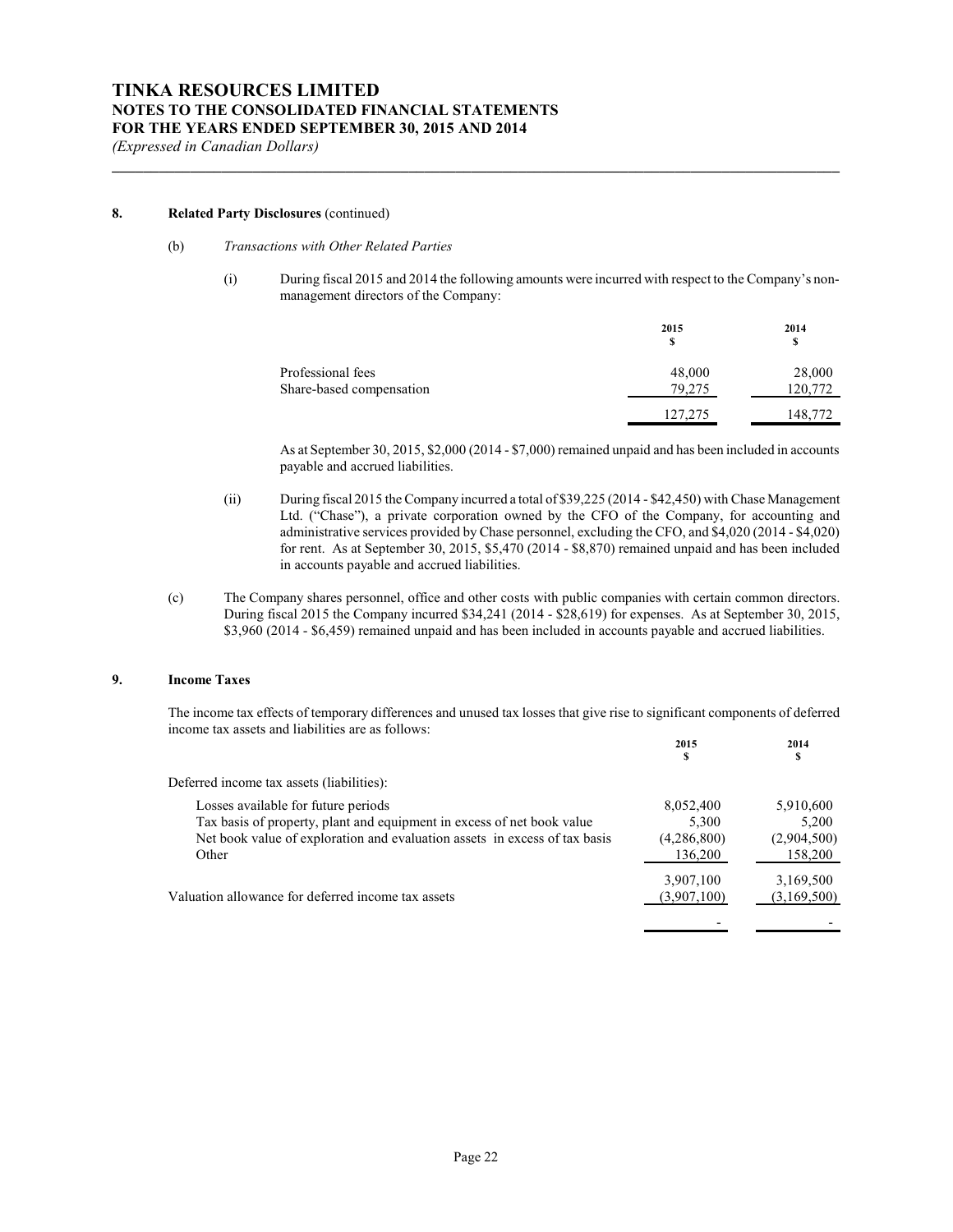## 8. Related Party Disclosures (continued)

(b) *Transactions with Other Related Parties*

(i) During fiscal 2015 and 2014 the following amounts were incurred with respect to the Company's non-management directors of the Company:

| | 2015<br>$ | 2014<br>$ |
|---|---|---|
| Professional fees | 48,000 | 28,000 |
| Share-based compensation | 79,275 | 120,772 |
| | 127,275 | 148,772 |

As at September 30, 2015, $2,000 (2014 - $7,000) remained unpaid and has been included in accounts payable and accrued liabilities.

(ii) During fiscal 2015 the Company incurred a total of $39,225 (2014 - $42,450) with Chase Management Ltd. ("Chase"), a private corporation owned by the CFO of the Company, for accounting and administrative services provided by Chase personnel, excluding the CFO, and $4,020 (2014 - $4,020) for rent. As at September 30, 2015, $5,470 (2014 - $8,870) remained unpaid and has been included in accounts payable and accrued liabilities.

(c) The Company shares personnel, office and other costs with public companies with certain common directors. During fiscal 2015 the Company incurred $34,241 (2014 - $28,619) for expenses. As at September 30, 2015, $3,960 (2014 - $6,459) remained unpaid and has been included in accounts payable and accrued liabilities.

## 9. Income Taxes

The income tax effects of temporary differences and unused tax losses that give rise to significant components of deferred income tax assets and liabilities are as follows:

| | 2015<br>$ | 2014<br>$ |
|---|---|---|
| Deferred income tax assets (liabilities): | | |
| Losses available for future periods | 8,052,400 | 5,910,600 |
| Tax basis of property, plant and equipment in excess of net book value | 5,300 | 5,200 |
| Net book value of exploration and evaluation assets in excess of tax basis | (4,286,800) | (2,904,500) |
| Other | 136,200 | 158,200 |
| | 3,907,100 | 3,169,500 |
| Valuation allowance for deferred income tax assets | (3,907,100) | (3,169,500) |
| | - | - |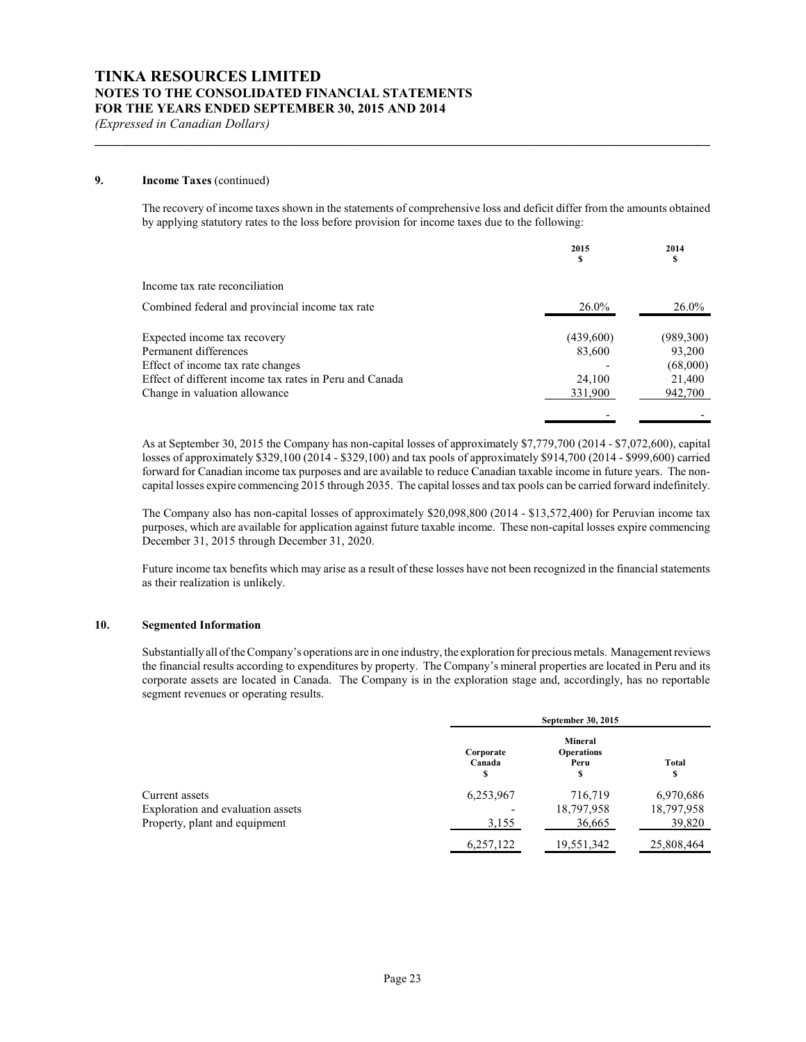# TINKA RESOURCES LIMITED
## NOTES TO THE CONSOLIDATED FINANCIAL STATEMENTS
## FOR THE YEARS ENDED SEPTEMBER 30, 2015 AND 2014
*(Expressed in Canadian Dollars)*

**9. Income Taxes** (continued)

The recovery of income taxes shown in the statements of comprehensive loss and deficit differ from the amounts obtained by applying statutory rates to the loss before provision for income taxes due to the following:

| | 2015<br>$ | 2014<br>$ |
|---|---|---|
| Income tax rate reconciliation | | |
| Combined federal and provincial income tax rate | 26.0% | 26.0% |
| Expected income tax recovery | (439,600) | (989,300) |
| Permanent differences | 83,600 | 93,200 |
| Effect of income tax rate changes | - | (68,000) |
| Effect of different income tax rates in Peru and Canada | 24,100 | 21,400 |
| Change in valuation allowance | 331,900 | 942,700 |
| | - | - |

As at September 30, 2015 the Company has non-capital losses of approximately $7,779,700 (2014 - $7,072,600), capital losses of approximately $329,100 (2014 - $329,100) and tax pools of approximately $914,700 (2014 - $999,600) carried forward for Canadian income tax purposes and are available to reduce Canadian taxable income in future years. The non-capital losses expire commencing 2015 through 2035. The capital losses and tax pools can be carried forward indefinitely.

The Company also has non-capital losses of approximately $20,098,800 (2014 - $13,572,400) for Peruvian income tax purposes, which are available for application against future taxable income. These non-capital losses expire commencing December 31, 2015 through December 31, 2020.

Future income tax benefits which may arise as a result of these losses have not been recognized in the financial statements as their realization is unlikely.

**10. Segmented Information**

Substantially all of the Company's operations are in one industry, the exploration for precious metals. Management reviews the financial results according to expenditures by property. The Company's mineral properties are located in Peru and its corporate assets are located in Canada. The Company is in the exploration stage and, accordingly, has no reportable segment revenues or operating results.

| | September 30, 2015 | | |
|---|---|---|---|
| | Corporate Canada<br>$ | Mineral Operations Peru<br>$ | Total<br>$ |
| Current assets | 6,253,967 | 716,719 | 6,970,686 |
| Exploration and evaluation assets | - | 18,797,958 | 18,797,958 |
| Property, plant and equipment | 3,155 | 36,665 | 39,820 |
| | 6,257,122 | 19,551,342 | 25,808,464 |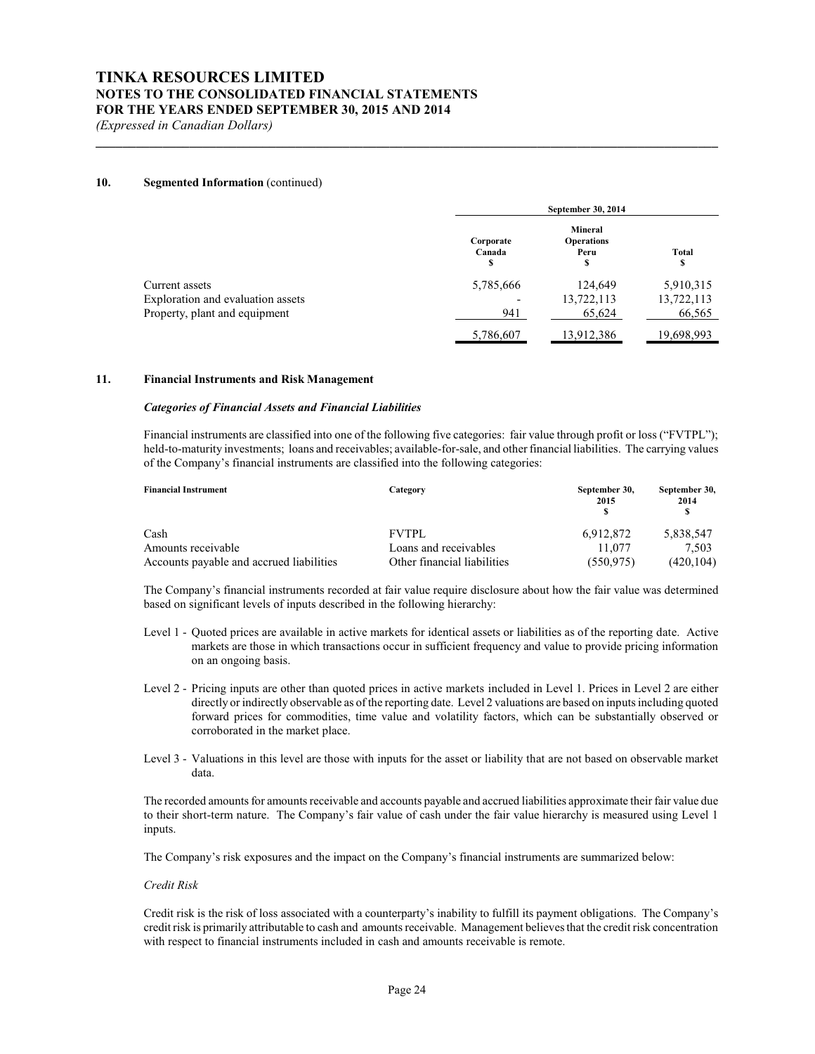### 10. Segmented Information (continued)

| | September 30, 2014 | | |
|---|---|---|---|
| | Corporate Canada $ | Mineral Operations Peru $ | Total $ |
| Current assets | 5,785,666 | 124,649 | 5,910,315 |
| Exploration and evaluation assets | - | 13,722,113 | 13,722,113 |
| Property, plant and equipment | 941 | 65,624 | 66,565 |
| | 5,786,607 | 13,912,386 | 19,698,993 |

### 11. Financial Instruments and Risk Management

***Categories of Financial Assets and Financial Liabilities***

Financial instruments are classified into one of the following five categories: fair value through profit or loss ("FVTPL"); held-to-maturity investments; loans and receivables; available-for-sale, and other financial liabilities. The carrying values of the Company's financial instruments are classified into the following categories:

| Financial Instrument | Category | September 30, 2015 $ | September 30, 2014 $ |
|---|---|---|---|
| Cash | FVTPL | 6,912,872 | 5,838,547 |
| Amounts receivable | Loans and receivables | 11,077 | 7,503 |
| Accounts payable and accrued liabilities | Other financial liabilities | (550,975) | (420,104) |

The Company's financial instruments recorded at fair value require disclosure about how the fair value was determined based on significant levels of inputs described in the following hierarchy:

- Level 1 - Quoted prices are available in active markets for identical assets or liabilities as of the reporting date. Active markets are those in which transactions occur in sufficient frequency and value to provide pricing information on an ongoing basis.
- Level 2 - Pricing inputs are other than quoted prices in active markets included in Level 1. Prices in Level 2 are either directly or indirectly observable as of the reporting date. Level 2 valuations are based on inputs including quoted forward prices for commodities, time value and volatility factors, which can be substantially observed or corroborated in the market place.
- Level 3 - Valuations in this level are those with inputs for the asset or liability that are not based on observable market data.

The recorded amounts for amounts receivable and accounts payable and accrued liabilities approximate their fair value due to their short-term nature. The Company's fair value of cash under the fair value hierarchy is measured using Level 1 inputs.

The Company's risk exposures and the impact on the Company's financial instruments are summarized below:

*Credit Risk*

Credit risk is the risk of loss associated with a counterparty's inability to fulfill its payment obligations. The Company's credit risk is primarily attributable to cash and amounts receivable. Management believes that the credit risk concentration with respect to financial instruments included in cash and amounts receivable is remote.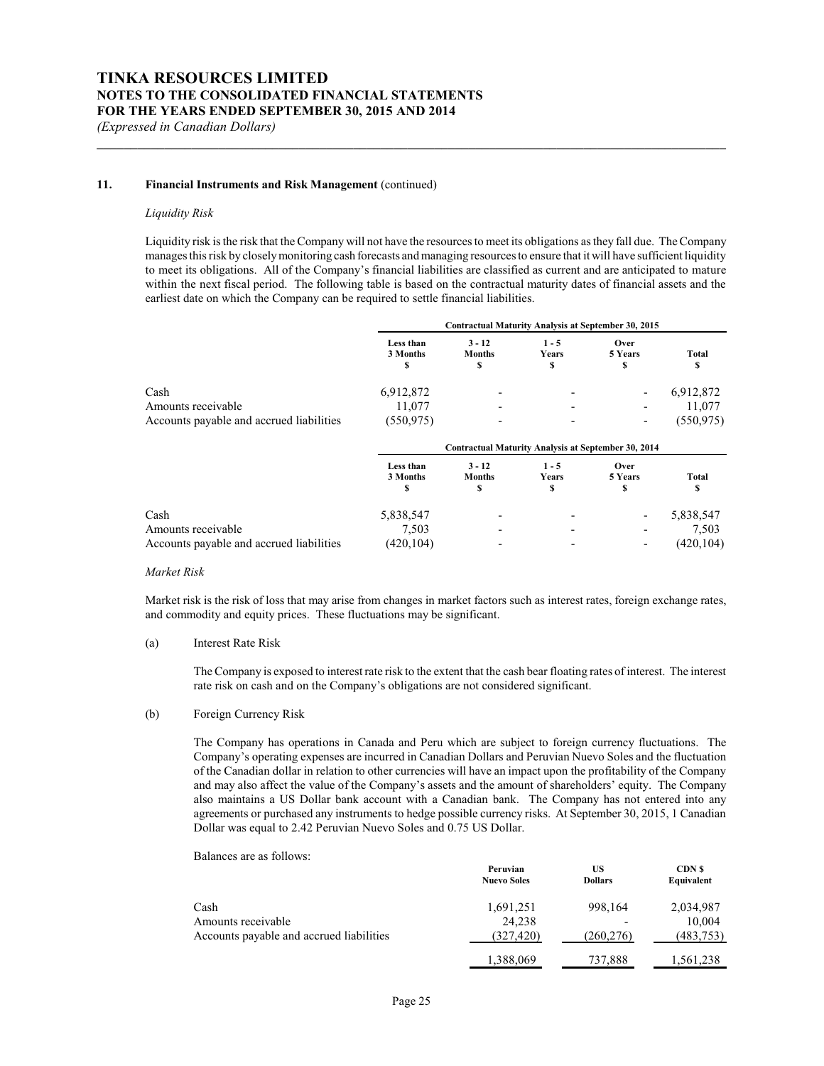## 11. Financial Instruments and Risk Management (continued)

*Liquidity Risk*

Liquidity risk is the risk that the Company will not have the resources to meet its obligations as they fall due. The Company manages this risk by closely monitoring cash forecasts and managing resources to ensure that it will have sufficient liquidity to meet its obligations. All of the Company's financial liabilities are classified as current and are anticipated to mature within the next fiscal period. The following table is based on the contractual maturity dates of financial assets and the earliest date on which the Company can be required to settle financial liabilities.

| | Contractual Maturity Analysis at September 30, 2015 | | | | |
|---|---|---|---|---|---|
| | Less than 3 Months $ | 3 - 12 Months $ | 1 - 5 Years $ | Over 5 Years $ | Total $ |
| Cash | 6,912,872 | - | - | - | 6,912,872 |
| Amounts receivable | 11,077 | - | - | - | 11,077 |
| Accounts payable and accrued liabilities | (550,975) | - | - | - | (550,975) |

| | Contractual Maturity Analysis at September 30, 2014 | | | | |
|---|---|---|---|---|---|
| | Less than 3 Months $ | 3 - 12 Months $ | 1 - 5 Years $ | Over 5 Years $ | Total $ |
| Cash | 5,838,547 | - | - | - | 5,838,547 |
| Amounts receivable | 7,503 | - | - | - | 7,503 |
| Accounts payable and accrued liabilities | (420,104) | - | - | - | (420,104) |

*Market Risk*

Market risk is the risk of loss that may arise from changes in market factors such as interest rates, foreign exchange rates, and commodity and equity prices. These fluctuations may be significant.

(a) Interest Rate Risk

The Company is exposed to interest rate risk to the extent that the cash bear floating rates of interest. The interest rate risk on cash and on the Company's obligations are not considered significant.

(b) Foreign Currency Risk

The Company has operations in Canada and Peru which are subject to foreign currency fluctuations. The Company's operating expenses are incurred in Canadian Dollars and Peruvian Nuevo Soles and the fluctuation of the Canadian dollar in relation to other currencies will have an impact upon the profitability of the Company and may also affect the value of the Company's assets and the amount of shareholders' equity. The Company also maintains a US Dollar bank account with a Canadian bank. The Company has not entered into any agreements or purchased any instruments to hedge possible currency risks. At September 30, 2015, 1 Canadian Dollar was equal to 2.42 Peruvian Nuevo Soles and 0.75 US Dollar.

Balances are as follows:

| | Peruvian Nuevo Soles | US Dollars | CDN $ Equivalent |
|---|---|---|---|
| Cash | 1,691,251 | 998,164 | 2,034,987 |
| Amounts receivable | 24,238 | - | 10,004 |
| Accounts payable and accrued liabilities | (327,420) | (260,276) | (483,753) |
| | 1,388,069 | 737,888 | 1,561,238 |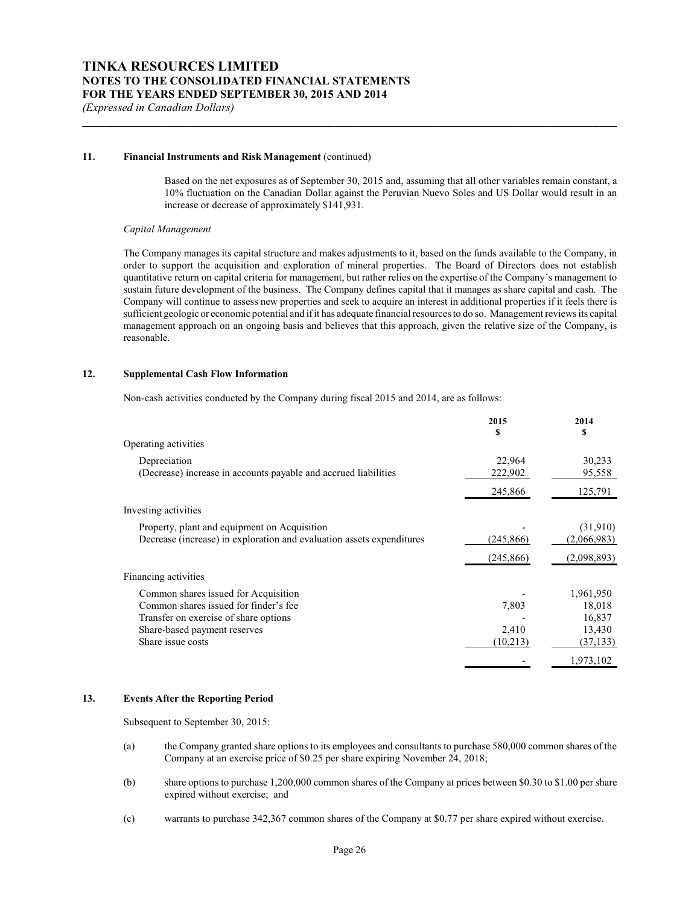**TINKA RESOURCES LIMITED**
**NOTES TO THE CONSOLIDATED FINANCIAL STATEMENTS**
**FOR THE YEARS ENDED SEPTEMBER 30, 2015 AND 2014**
*(Expressed in Canadian Dollars)*

## 11. Financial Instruments and Risk Management (continued)

Based on the net exposures as of September 30, 2015 and, assuming that all other variables remain constant, a 10% fluctuation on the Canadian Dollar against the Peruvian Nuevo Soles and US Dollar would result in an increase or decrease of approximately $141,931.

*Capital Management*

The Company manages its capital structure and makes adjustments to it, based on the funds available to the Company, in order to support the acquisition and exploration of mineral properties. The Board of Directors does not establish quantitative return on capital criteria for management, but rather relies on the expertise of the Company's management to sustain future development of the business. The Company defines capital that it manages as share capital and cash. The Company will continue to assess new properties and seek to acquire an interest in additional properties if it feels there is sufficient geologic or economic potential and if it has adequate financial resources to do so. Management reviews its capital management approach on an ongoing basis and believes that this approach, given the relative size of the Company, is reasonable.

## 12. Supplemental Cash Flow Information

Non-cash activities conducted by the Company during fiscal 2015 and 2014, are as follows:

| | 2015<br>$ | 2014<br>$ |
|---|---|---|
| Operating activities | | |
| Depreciation | 22,964 | 30,233 |
| (Decrease) increase in accounts payable and accrued liabilities | 222,902 | 95,558 |
| | 245,866 | 125,791 |
| Investing activities | | |
| Property, plant and equipment on Acquisition | - | (31,910) |
| Decrease (increase) in exploration and evaluation assets expenditures | (245,866) | (2,066,983) |
| | (245,866) | (2,098,893) |
| Financing activities | | |
| Common shares issued for Acquisition | - | 1,961,950 |
| Common shares issued for finder's fee | 7,803 | 18,018 |
| Transfer on exercise of share options | - | 16,837 |
| Share-based payment reserves | 2,410 | 13,430 |
| Share issue costs | (10,213) | (37,133) |
| | - | 1,973,102 |

## 13. Events After the Reporting Period

Subsequent to September 30, 2015:

(a) the Company granted share options to its employees and consultants to purchase 580,000 common shares of the Company at an exercise price of $0.25 per share expiring November 24, 2018;

(b) share options to purchase 1,200,000 common shares of the Company at prices between $0.30 to $1.00 per share expired without exercise; and

(c) warrants to purchase 342,367 common shares of the Company at $0.77 per share expired without exercise.